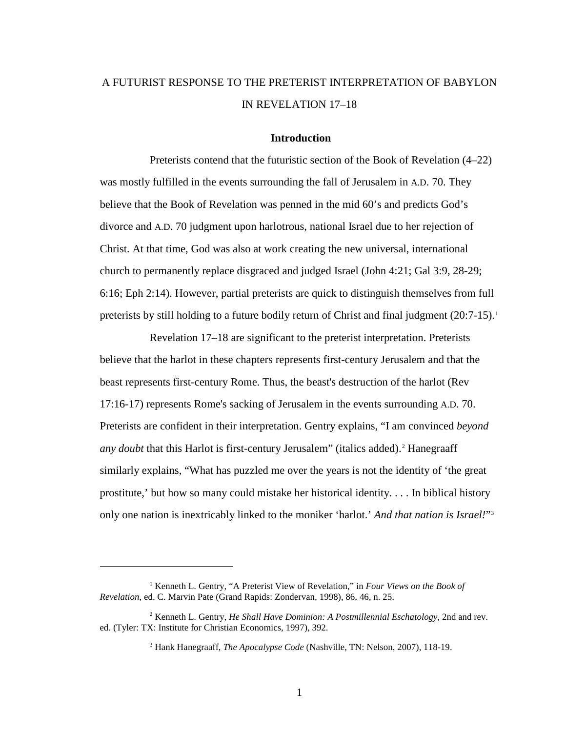# A FUTURIST RESPONSE TO THE PRETERIST INTERPRETATION OF BABYLON IN REVELATION 17–18

## Introduction

Preterists contend that the futuristic section of the Book of Revelation (4–22) was mostly fulfilled in the events surrounding the fall of Jerusalem in A.D. 70. They believe that the Book of Revelation was penned in the mid 60's and predicts God's divorce and A.D. 70 judgment upon harlotrous, national Israel due to her rejection of Christ. At that time, God was also at work creating the new universal, international church to permanently replace disgraced and judged Israel (John 4:21; Gal 3:9, 28-29; 6:16; Eph 2:14). However, partial preterists are quick to distinguish themselves from full preterists by still holding to a future bodily return of Christ and final judgment (20:7-15).[1]

Revelation 17–18 are significant to the preterist interpretation. Preterists believe that the harlot in these chapters represents first-century Jerusalem and that the beast represents first-century Rome. Thus, the beast's destruction of the harlot (Rev 17:16-17) represents Rome's sacking of Jerusalem in the events surrounding A.D. 70. Preterists are confident in their interpretation. Gentry explains, "I am convinced *beyond any doubt* that this Harlot is first-century Jerusalem" (italics added).[2] Hanegraaff similarly explains, "What has puzzled me over the years is not the identity of 'the great prostitute,' but how so many could mistake her historical identity. . . . In biblical history only one nation is inextricably linked to the moniker 'harlot.' *And that nation is Israel!*"[3]

---

[1] Kenneth L. Gentry, "A Preterist View of Revelation," in *Four Views on the Book of Revelation*, ed. C. Marvin Pate (Grand Rapids: Zondervan, 1998), 86, 46, n. 25.

[2] Kenneth L. Gentry, *He Shall Have Dominion: A Postmillennial Eschatology*, 2nd and rev. ed. (Tyler: TX: Institute for Christian Economics, 1997), 392.

[3] Hank Hanegraaff, *The Apocalypse Code* (Nashville, TN: Nelson, 2007), 118-19.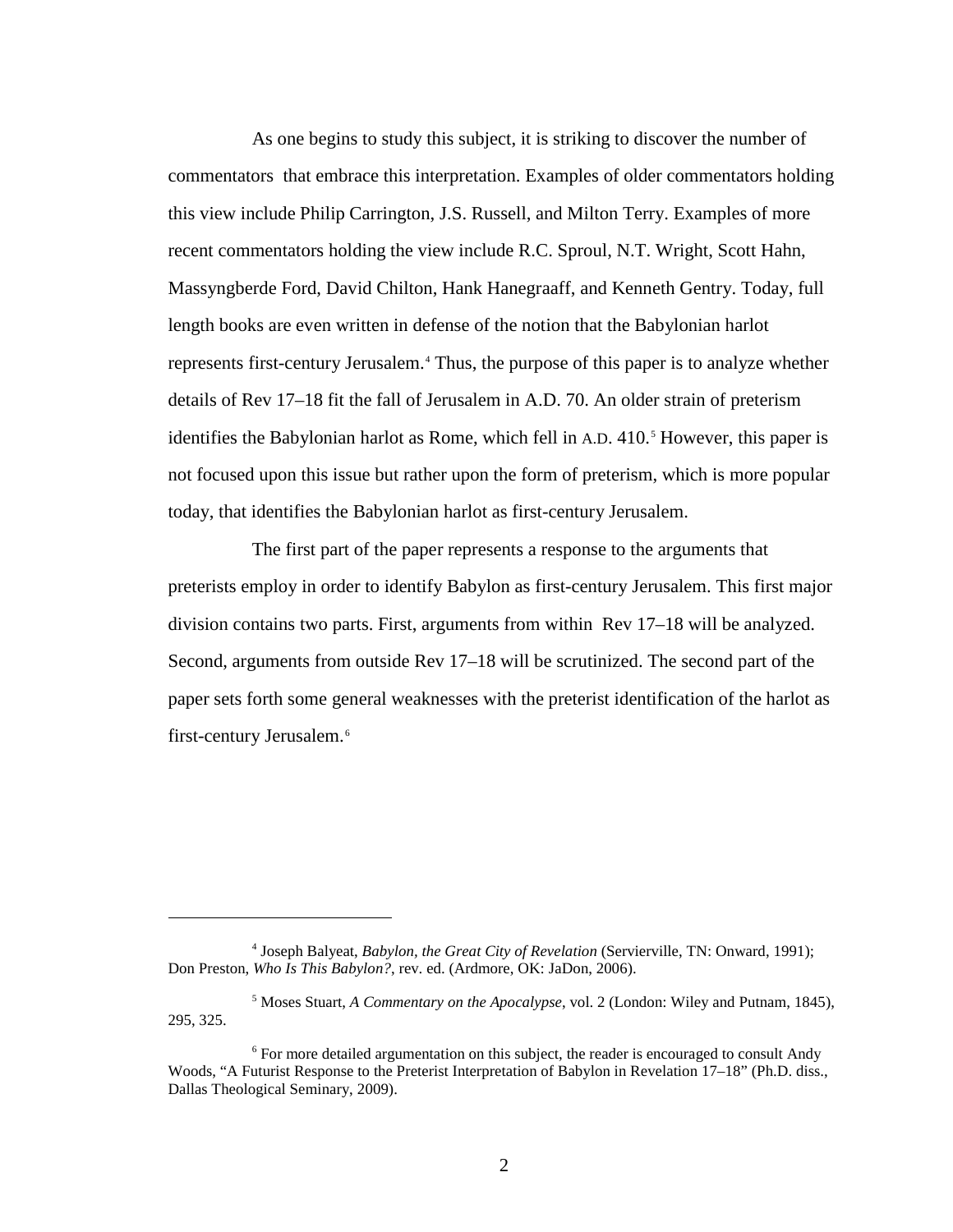As one begins to study this subject, it is striking to discover the number of commentators that embrace this interpretation. Examples of older commentators holding this view include Philip Carrington, J.S. Russell, and Milton Terry. Examples of more recent commentators holding the view include R.C. Sproul, N.T. Wright, Scott Hahn, Massyngberde Ford, David Chilton, Hank Hanegraaff, and Kenneth Gentry. Today, full length books are even written in defense of the notion that the Babylonian harlot represents first-century Jerusalem.[4] Thus, the purpose of this paper is to analyze whether details of Rev 17–18 fit the fall of Jerusalem in A.D. 70. An older strain of preterism identifies the Babylonian harlot as Rome, which fell in A.D. 410.[5] However, this paper is not focused upon this issue but rather upon the form of preterism, which is more popular today, that identifies the Babylonian harlot as first-century Jerusalem.

The first part of the paper represents a response to the arguments that preterists employ in order to identify Babylon as first-century Jerusalem. This first major division contains two parts. First, arguments from within Rev 17–18 will be analyzed. Second, arguments from outside Rev 17–18 will be scrutinized. The second part of the paper sets forth some general weaknesses with the preterist identification of the harlot as first-century Jerusalem.[6]

---

[4] Joseph Balyeat, *Babylon, the Great City of Revelation* (Servierville, TN: Onward, 1991); Don Preston, *Who Is This Babylon?*, rev. ed. (Ardmore, OK: JaDon, 2006).

[5] Moses Stuart, *A Commentary on the Apocalypse*, vol. 2 (London: Wiley and Putnam, 1845), 295, 325.

[6] For more detailed argumentation on this subject, the reader is encouraged to consult Andy Woods, "A Futurist Response to the Preterist Interpretation of Babylon in Revelation 17–18" (Ph.D. diss., Dallas Theological Seminary, 2009).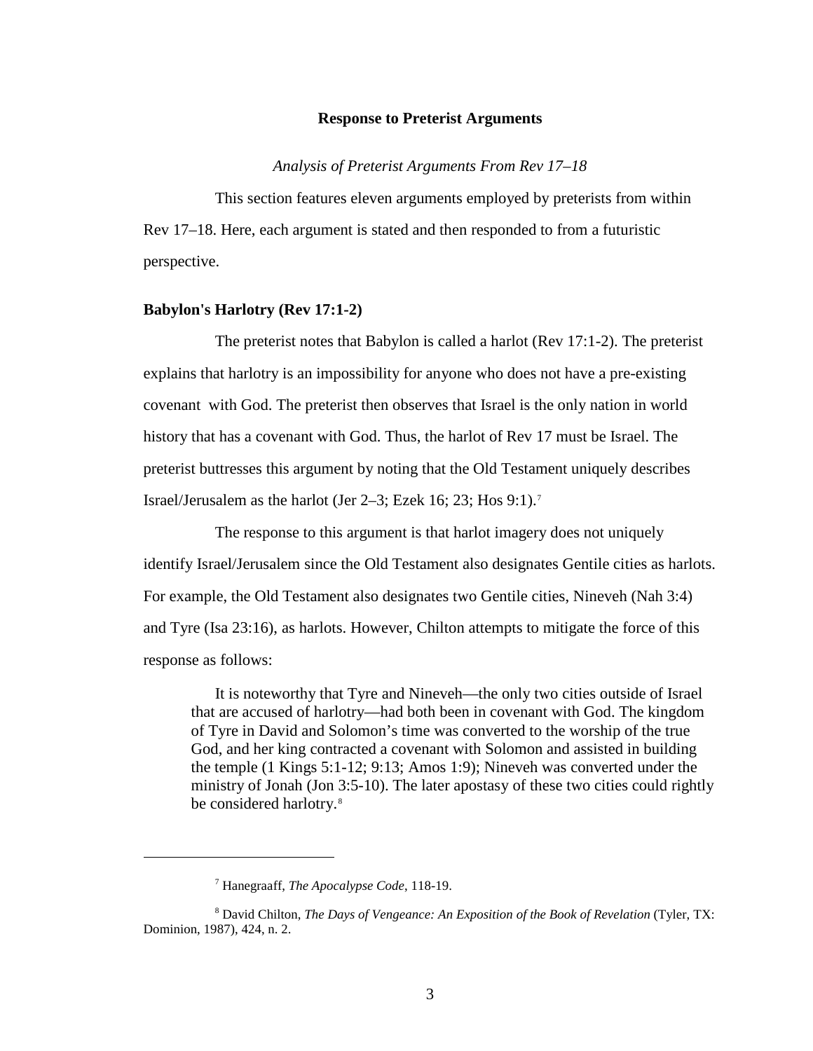## Response to Preterist Arguments

*Analysis of Preterist Arguments From Rev 17–18*

This section features eleven arguments employed by preterists from within Rev 17–18. Here, each argument is stated and then responded to from a futuristic perspective.

### Babylon's Harlotry (Rev 17:1-2)

The preterist notes that Babylon is called a harlot (Rev 17:1-2). The preterist explains that harlotry is an impossibility for anyone who does not have a pre-existing covenant with God. The preterist then observes that Israel is the only nation in world history that has a covenant with God. Thus, the harlot of Rev 17 must be Israel. The preterist buttresses this argument by noting that the Old Testament uniquely describes Israel/Jerusalem as the harlot (Jer 2–3; Ezek 16; 23; Hos 9:1).[7]

The response to this argument is that harlot imagery does not uniquely identify Israel/Jerusalem since the Old Testament also designates Gentile cities as harlots. For example, the Old Testament also designates two Gentile cities, Nineveh (Nah 3:4) and Tyre (Isa 23:16), as harlots. However, Chilton attempts to mitigate the force of this response as follows:

> It is noteworthy that Tyre and Nineveh—the only two cities outside of Israel that are accused of harlotry—had both been in covenant with God. The kingdom of Tyre in David and Solomon's time was converted to the worship of the true God, and her king contracted a covenant with Solomon and assisted in building the temple (1 Kings 5:1-12; 9:13; Amos 1:9); Nineveh was converted under the ministry of Jonah (Jon 3:5-10). The later apostasy of these two cities could rightly be considered harlotry.[8]

---

[7] Hanegraaff, *The Apocalypse Code*, 118-19.

[8] David Chilton, *The Days of Vengeance: An Exposition of the Book of Revelation* (Tyler, TX: Dominion, 1987), 424, n. 2.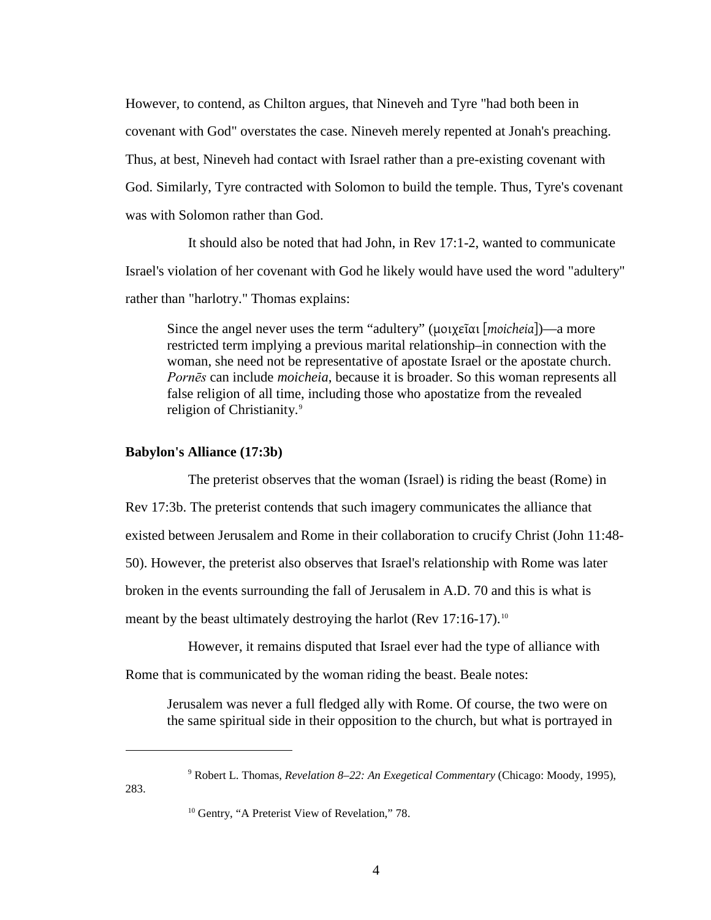However, to contend, as Chilton argues, that Nineveh and Tyre "had both been in covenant with God" overstates the case. Nineveh merely repented at Jonah's preaching. Thus, at best, Nineveh had contact with Israel rather than a pre-existing covenant with God. Similarly, Tyre contracted with Solomon to build the temple. Thus, Tyre's covenant was with Solomon rather than God.

It should also be noted that had John, in Rev 17:1-2, wanted to communicate Israel's violation of her covenant with God he likely would have used the word "adultery" rather than "harlotry." Thomas explains:

> Since the angel never uses the term "adultery" (μοιχεῖαι [*moicheia*])—a more restricted term implying a previous marital relationship–in connection with the woman, she need not be representative of apostate Israel or the apostate church. *Pornēs* can include *moicheia*, because it is broader. So this woman represents all false religion of all time, including those who apostatize from the revealed religion of Christianity.[9]

**Babylon's Alliance (17:3b)**

The preterist observes that the woman (Israel) is riding the beast (Rome) in Rev 17:3b. The preterist contends that such imagery communicates the alliance that existed between Jerusalem and Rome in their collaboration to crucify Christ (John 11:48-50). However, the preterist also observes that Israel's relationship with Rome was later broken in the events surrounding the fall of Jerusalem in A.D. 70 and this is what is meant by the beast ultimately destroying the harlot (Rev 17:16-17).[10]

However, it remains disputed that Israel ever had the type of alliance with Rome that is communicated by the woman riding the beast. Beale notes:

> Jerusalem was never a full fledged ally with Rome. Of course, the two were on the same spiritual side in their opposition to the church, but what is portrayed in

---

[9] Robert L. Thomas, *Revelation 8–22: An Exegetical Commentary* (Chicago: Moody, 1995), 283.

[10] Gentry, "A Preterist View of Revelation," 78.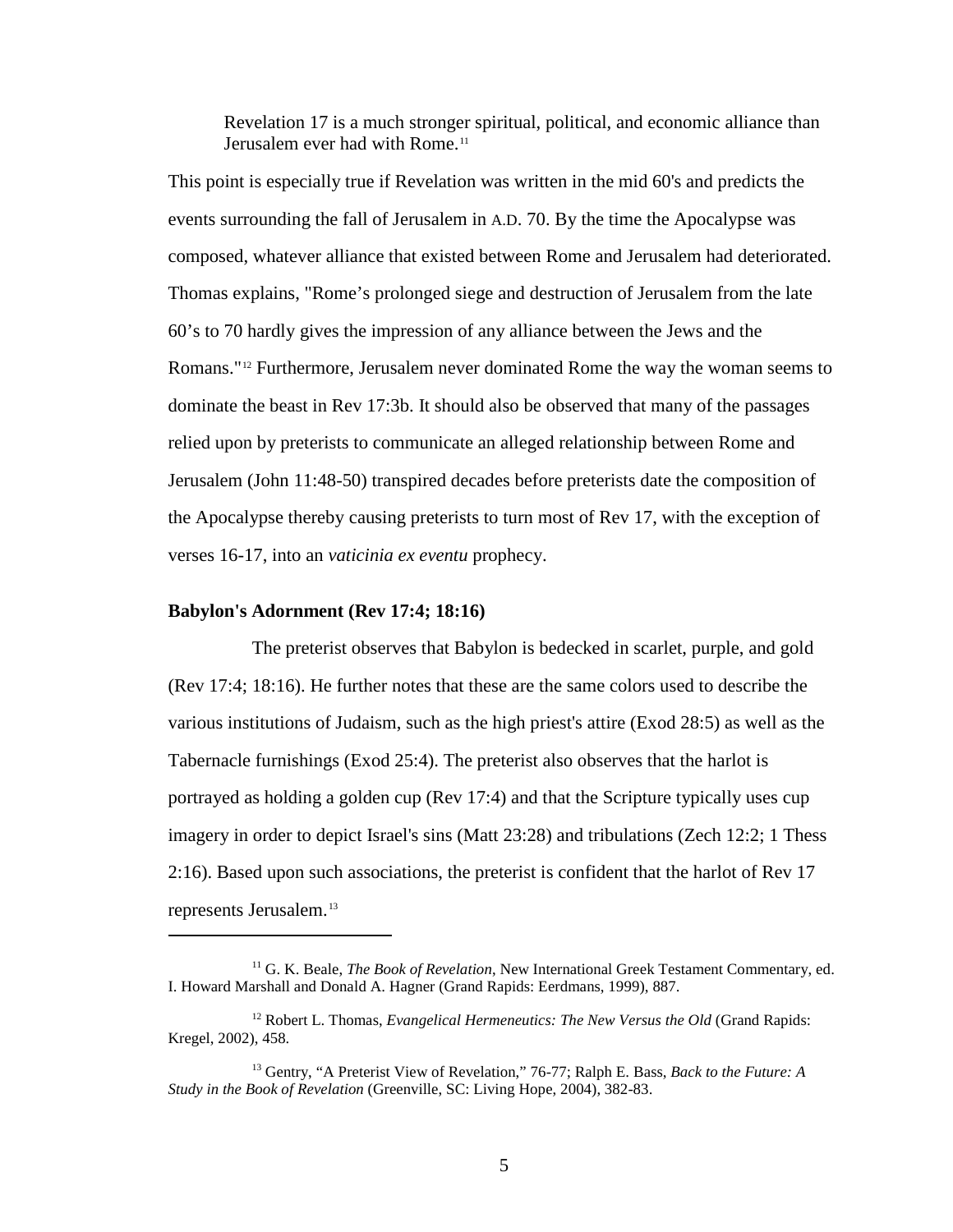> Revelation 17 is a much stronger spiritual, political, and economic alliance than Jerusalem ever had with Rome.[11]

This point is especially true if Revelation was written in the mid 60's and predicts the events surrounding the fall of Jerusalem in A.D. 70. By the time the Apocalypse was composed, whatever alliance that existed between Rome and Jerusalem had deteriorated. Thomas explains, "Rome's prolonged siege and destruction of Jerusalem from the late 60's to 70 hardly gives the impression of any alliance between the Jews and the Romans."[12] Furthermore, Jerusalem never dominated Rome the way the woman seems to dominate the beast in Rev 17:3b. It should also be observed that many of the passages relied upon by preterists to communicate an alleged relationship between Rome and Jerusalem (John 11:48-50) transpired decades before preterists date the composition of the Apocalypse thereby causing preterists to turn most of Rev 17, with the exception of verses 16-17, into an *vaticinia ex eventu* prophecy.

**Babylon's Adornment (Rev 17:4; 18:16)**

The preterist observes that Babylon is bedecked in scarlet, purple, and gold (Rev 17:4; 18:16). He further notes that these are the same colors used to describe the various institutions of Judaism, such as the high priest's attire (Exod 28:5) as well as the Tabernacle furnishings (Exod 25:4). The preterist also observes that the harlot is portrayed as holding a golden cup (Rev 17:4) and that the Scripture typically uses cup imagery in order to depict Israel's sins (Matt 23:28) and tribulations (Zech 12:2; 1 Thess 2:16). Based upon such associations, the preterist is confident that the harlot of Rev 17 represents Jerusalem.[13]

---

[11] G. K. Beale, *The Book of Revelation*, New International Greek Testament Commentary, ed. I. Howard Marshall and Donald A. Hagner (Grand Rapids: Eerdmans, 1999), 887.

[12] Robert L. Thomas, *Evangelical Hermeneutics: The New Versus the Old* (Grand Rapids: Kregel, 2002), 458.

[13] Gentry, "A Preterist View of Revelation," 76-77; Ralph E. Bass, *Back to the Future: A Study in the Book of Revelation* (Greenville, SC: Living Hope, 2004), 382-83.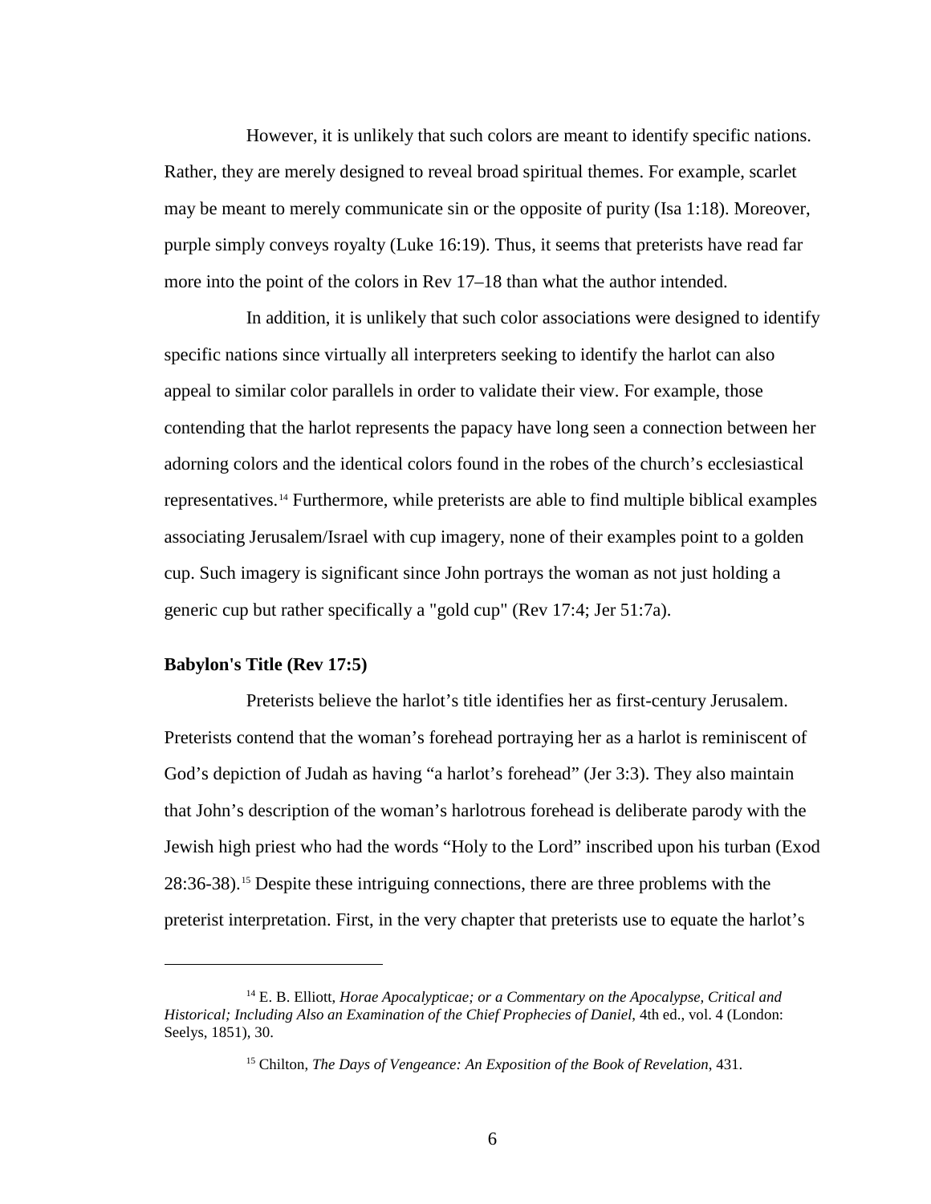However, it is unlikely that such colors are meant to identify specific nations. Rather, they are merely designed to reveal broad spiritual themes. For example, scarlet may be meant to merely communicate sin or the opposite of purity (Isa 1:18). Moreover, purple simply conveys royalty (Luke 16:19). Thus, it seems that preterists have read far more into the point of the colors in Rev 17–18 than what the author intended.

In addition, it is unlikely that such color associations were designed to identify specific nations since virtually all interpreters seeking to identify the harlot can also appeal to similar color parallels in order to validate their view. For example, those contending that the harlot represents the papacy have long seen a connection between her adorning colors and the identical colors found in the robes of the church's ecclesiastical representatives.[14] Furthermore, while preterists are able to find multiple biblical examples associating Jerusalem/Israel with cup imagery, none of their examples point to a golden cup. Such imagery is significant since John portrays the woman as not just holding a generic cup but rather specifically a "gold cup" (Rev 17:4; Jer 51:7a).

### Babylon's Title (Rev 17:5)

Preterists believe the harlot's title identifies her as first-century Jerusalem. Preterists contend that the woman's forehead portraying her as a harlot is reminiscent of God's depiction of Judah as having "a harlot's forehead" (Jer 3:3). They also maintain that John's description of the woman's harlotrous forehead is deliberate parody with the Jewish high priest who had the words "Holy to the Lord" inscribed upon his turban (Exod 28:36-38).[15] Despite these intriguing connections, there are three problems with the preterist interpretation. First, in the very chapter that preterists use to equate the harlot's

---

[14] E. B. Elliott, *Horae Apocalypticae; or a Commentary on the Apocalypse, Critical and Historical; Including Also an Examination of the Chief Prophecies of Daniel*, 4th ed., vol. 4 (London: Seelys, 1851), 30.

[15] Chilton, *The Days of Vengeance: An Exposition of the Book of Revelation*, 431.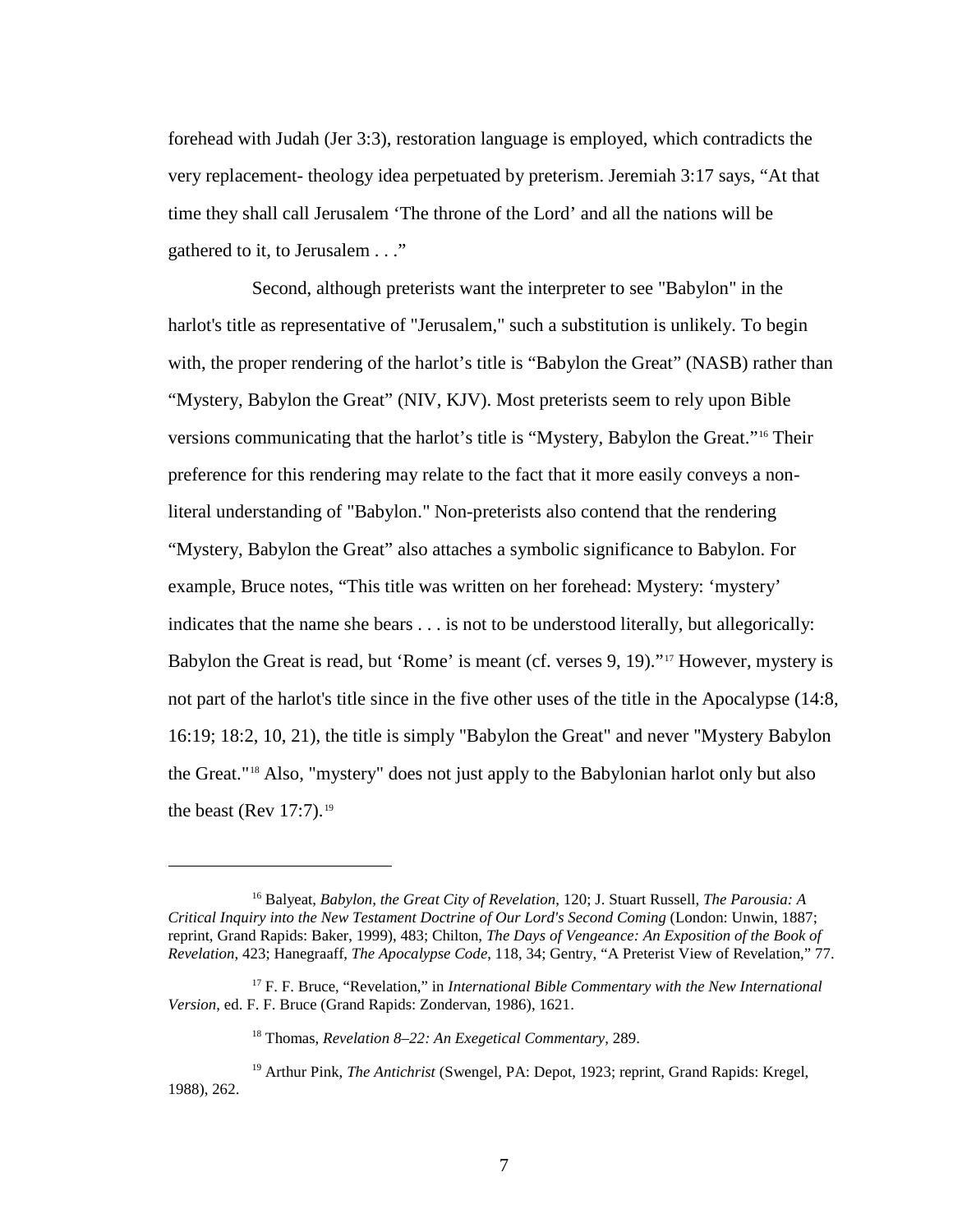forehead with Judah (Jer 3:3), restoration language is employed, which contradicts the very replacement- theology idea perpetuated by preterism. Jeremiah 3:17 says, "At that time they shall call Jerusalem 'The throne of the Lord' and all the nations will be gathered to it, to Jerusalem . . ."

Second, although preterists want the interpreter to see "Babylon" in the harlot's title as representative of "Jerusalem," such a substitution is unlikely. To begin with, the proper rendering of the harlot's title is "Babylon the Great" (NASB) rather than "Mystery, Babylon the Great" (NIV, KJV). Most preterists seem to rely upon Bible versions communicating that the harlot's title is "Mystery, Babylon the Great."[16] Their preference for this rendering may relate to the fact that it more easily conveys a non-literal understanding of "Babylon." Non-preterists also contend that the rendering "Mystery, Babylon the Great" also attaches a symbolic significance to Babylon. For example, Bruce notes, "This title was written on her forehead: Mystery: 'mystery' indicates that the name she bears . . . is not to be understood literally, but allegorically: Babylon the Great is read, but 'Rome' is meant (cf. verses 9, 19)."[17] However, mystery is not part of the harlot's title since in the five other uses of the title in the Apocalypse (14:8, 16:19; 18:2, 10, 21), the title is simply "Babylon the Great" and never "Mystery Babylon the Great."[18] Also, "mystery" does not just apply to the Babylonian harlot only but also the beast (Rev 17:7).[19]

---

[16] Balyeat, *Babylon, the Great City of Revelation*, 120; J. Stuart Russell, *The Parousia: A Critical Inquiry into the New Testament Doctrine of Our Lord's Second Coming* (London: Unwin, 1887; reprint, Grand Rapids: Baker, 1999), 483; Chilton, *The Days of Vengeance: An Exposition of the Book of Revelation*, 423; Hanegraaff, *The Apocalypse Code*, 118, 34; Gentry, "A Preterist View of Revelation," 77.

[17] F. F. Bruce, "Revelation," in *International Bible Commentary with the New International Version*, ed. F. F. Bruce (Grand Rapids: Zondervan, 1986), 1621.

[18] Thomas, *Revelation 8–22: An Exegetical Commentary*, 289.

[19] Arthur Pink, *The Antichrist* (Swengel, PA: Depot, 1923; reprint, Grand Rapids: Kregel, 1988), 262.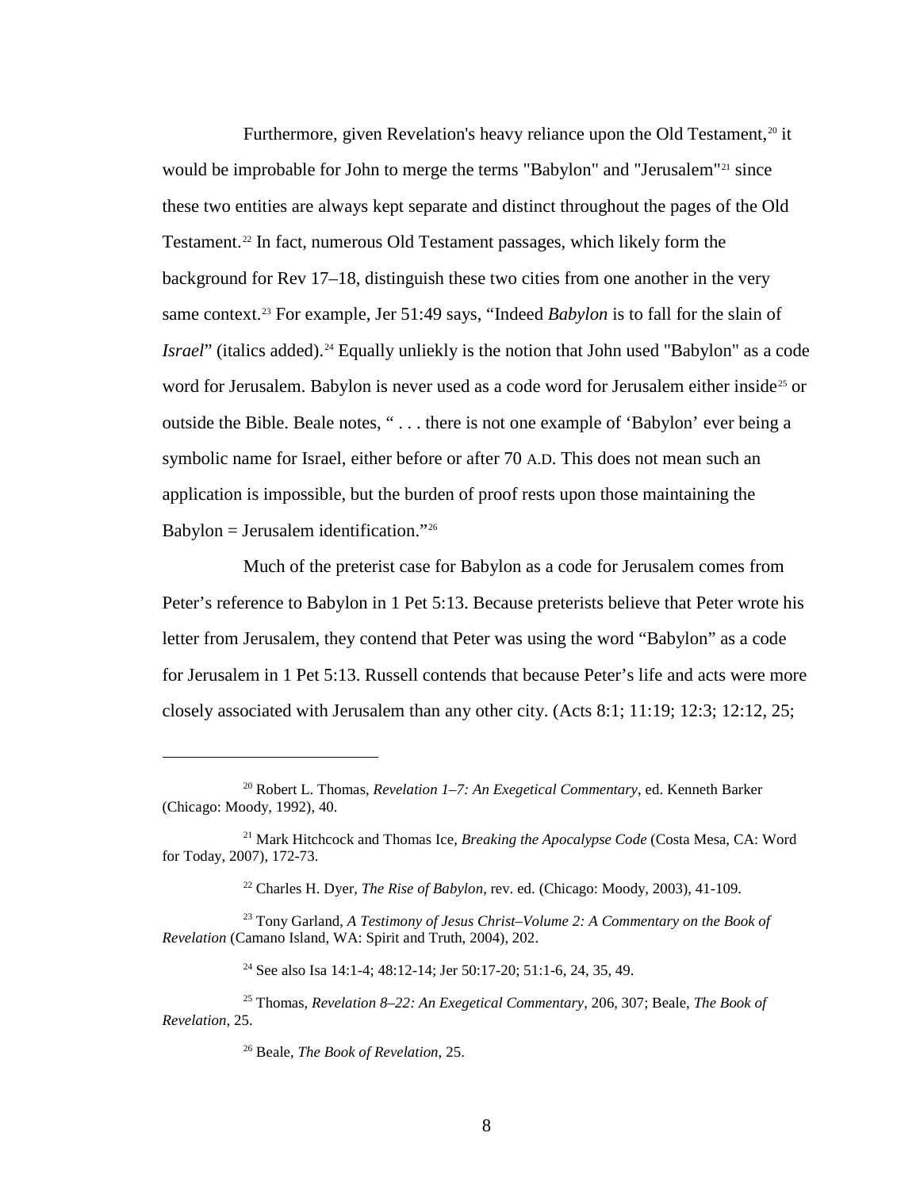Furthermore, given Revelation's heavy reliance upon the Old Testament,[20] it would be improbable for John to merge the terms "Babylon" and "Jerusalem"[21] since these two entities are always kept separate and distinct throughout the pages of the Old Testament.[22] In fact, numerous Old Testament passages, which likely form the background for Rev 17–18, distinguish these two cities from one another in the very same context.[23] For example, Jer 51:49 says, “Indeed *Babylon* is to fall for the slain of *Israel*” (italics added).[24] Equally unliekly is the notion that John used "Babylon" as a code word for Jerusalem. Babylon is never used as a code word for Jerusalem either inside[25] or outside the Bible. Beale notes, “ . . . there is not one example of ‘Babylon’ ever being a symbolic name for Israel, either before or after 70 A.D. This does not mean such an application is impossible, but the burden of proof rests upon those maintaining the Babylon = Jerusalem identification.”[26]

Much of the preterist case for Babylon as a code for Jerusalem comes from Peter’s reference to Babylon in 1 Pet 5:13. Because preterists believe that Peter wrote his letter from Jerusalem, they contend that Peter was using the word “Babylon” as a code for Jerusalem in 1 Pet 5:13. Russell contends that because Peter’s life and acts were more closely associated with Jerusalem than any other city. (Acts 8:1; 11:19; 12:3; 12:12, 25;

---

[20] Robert L. Thomas, *Revelation 1–7: An Exegetical Commentary*, ed. Kenneth Barker (Chicago: Moody, 1992), 40.

[21] Mark Hitchcock and Thomas Ice, *Breaking the Apocalypse Code* (Costa Mesa, CA: Word for Today, 2007), 172-73.

[22] Charles H. Dyer, *The Rise of Babylon*, rev. ed. (Chicago: Moody, 2003), 41-109.

[23] Tony Garland, *A Testimony of Jesus Christ–Volume 2: A Commentary on the Book of Revelation* (Camano Island, WA: Spirit and Truth, 2004), 202.

[24] See also Isa 14:1-4; 48:12-14; Jer 50:17-20; 51:1-6, 24, 35, 49.

[25] Thomas, *Revelation 8–22: An Exegetical Commentary*, 206, 307; Beale, *The Book of Revelation*, 25.

[26] Beale, *The Book of Revelation*, 25.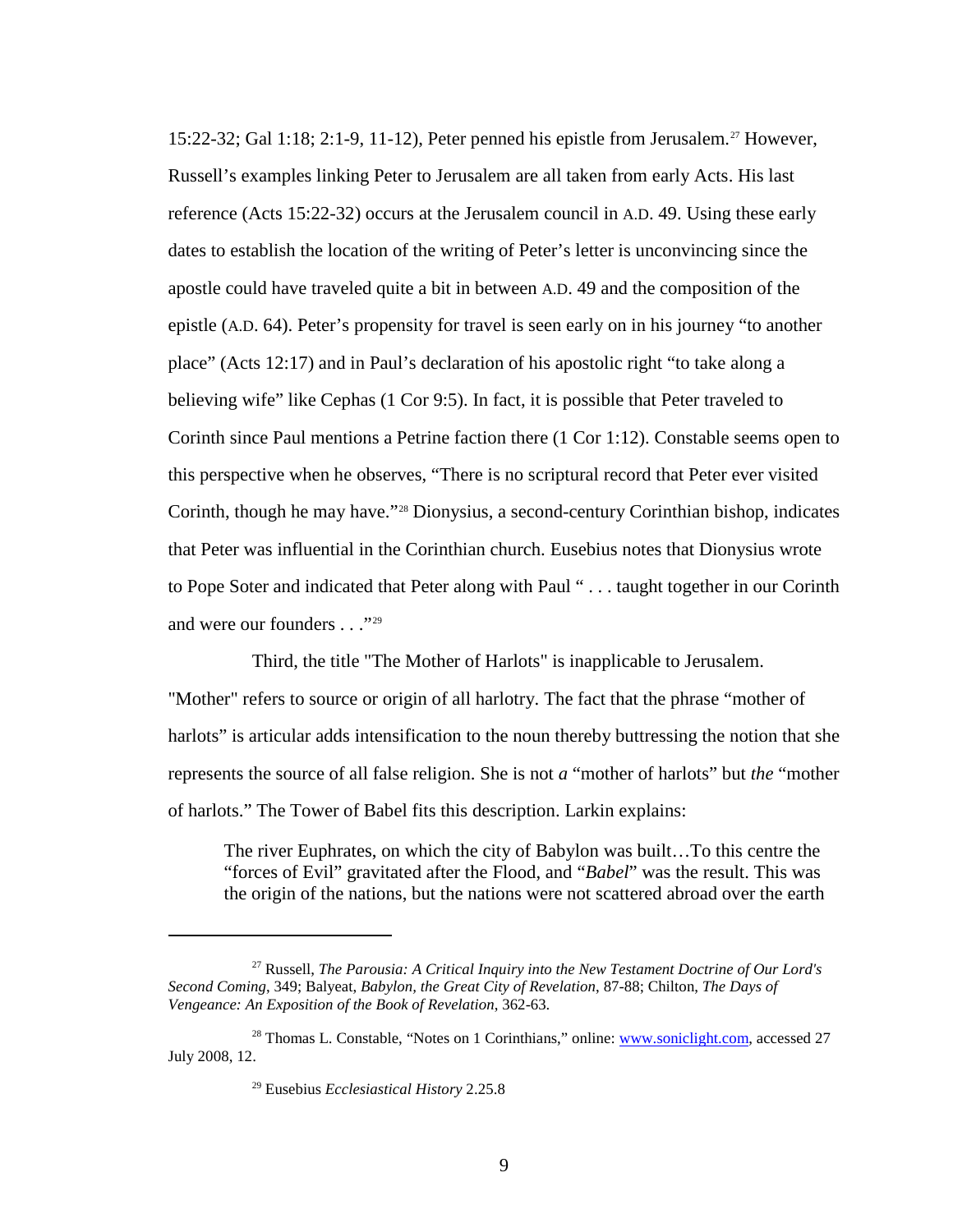15:22-32; Gal 1:18; 2:1-9, 11-12), Peter penned his epistle from Jerusalem.[27] However, Russell's examples linking Peter to Jerusalem are all taken from early Acts. His last reference (Acts 15:22-32) occurs at the Jerusalem council in A.D. 49. Using these early dates to establish the location of the writing of Peter's letter is unconvincing since the apostle could have traveled quite a bit in between A.D. 49 and the composition of the epistle (A.D. 64). Peter's propensity for travel is seen early on in his journey "to another place" (Acts 12:17) and in Paul's declaration of his apostolic right "to take along a believing wife" like Cephas (1 Cor 9:5). In fact, it is possible that Peter traveled to Corinth since Paul mentions a Petrine faction there (1 Cor 1:12). Constable seems open to this perspective when he observes, "There is no scriptural record that Peter ever visited Corinth, though he may have."[28] Dionysius, a second-century Corinthian bishop, indicates that Peter was influential in the Corinthian church. Eusebius notes that Dionysius wrote to Pope Soter and indicated that Peter along with Paul " . . . taught together in our Corinth and were our founders . . ."[29]

Third, the title "The Mother of Harlots" is inapplicable to Jerusalem. "Mother" refers to source or origin of all harlotry. The fact that the phrase "mother of harlots" is articular adds intensification to the noun thereby buttressing the notion that she represents the source of all false religion. She is not *a* "mother of harlots" but *the* "mother of harlots." The Tower of Babel fits this description. Larkin explains:

> The river Euphrates, on which the city of Babylon was built…To this centre the "forces of Evil" gravitated after the Flood, and "*Babel*" was the result. This was the origin of the nations, but the nations were not scattered abroad over the earth

---

[27] Russell, *The Parousia: A Critical Inquiry into the New Testament Doctrine of Our Lord's Second Coming*, 349; Balyeat, *Babylon, the Great City of Revelation*, 87-88; Chilton, *The Days of Vengeance: An Exposition of the Book of Revelation*, 362-63.

[28] Thomas L. Constable, "Notes on 1 Corinthians," online: www.soniclight.com, accessed 27 July 2008, 12.

[29] Eusebius *Ecclesiastical History* 2.25.8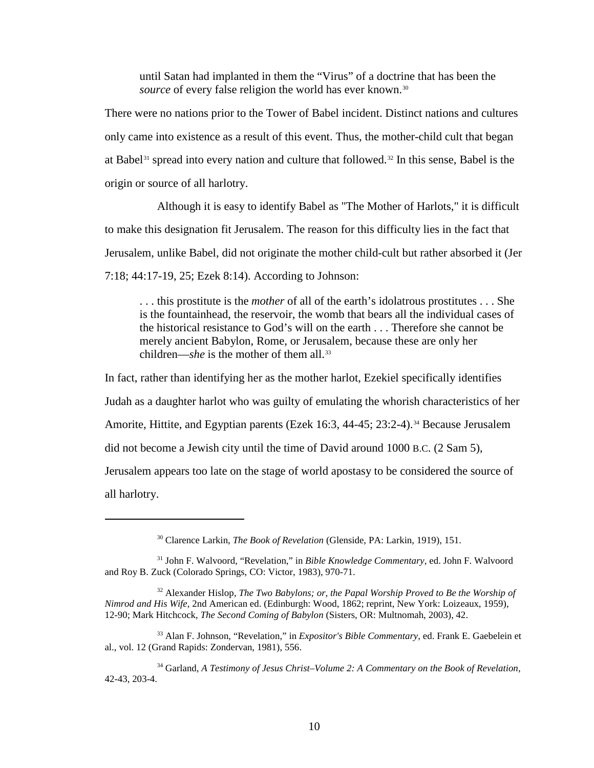> until Satan had implanted in them the "Virus" of a doctrine that has been the *source* of every false religion the world has ever known.[30]

There were no nations prior to the Tower of Babel incident. Distinct nations and cultures only came into existence as a result of this event. Thus, the mother-child cult that began at Babel[31] spread into every nation and culture that followed.[32] In this sense, Babel is the origin or source of all harlotry.

Although it is easy to identify Babel as "The Mother of Harlots," it is difficult to make this designation fit Jerusalem. The reason for this difficulty lies in the fact that Jerusalem, unlike Babel, did not originate the mother child-cult but rather absorbed it (Jer 7:18; 44:17-19, 25; Ezek 8:14). According to Johnson:

> . . . this prostitute is the *mother* of all of the earth's idolatrous prostitutes . . . She is the fountainhead, the reservoir, the womb that bears all the individual cases of the historical resistance to God's will on the earth . . . Therefore she cannot be merely ancient Babylon, Rome, or Jerusalem, because these are only her children—*she* is the mother of them all.[33]

In fact, rather than identifying her as the mother harlot, Ezekiel specifically identifies Judah as a daughter harlot who was guilty of emulating the whorish characteristics of her Amorite, Hittite, and Egyptian parents (Ezek 16:3, 44-45; 23:2-4).[34] Because Jerusalem did not become a Jewish city until the time of David around 1000 B.C. (2 Sam 5), Jerusalem appears too late on the stage of world apostasy to be considered the source of all harlotry.

---

[30] Clarence Larkin, *The Book of Revelation* (Glenside, PA: Larkin, 1919), 151.

[31] John F. Walvoord, "Revelation," in *Bible Knowledge Commentary*, ed. John F. Walvoord and Roy B. Zuck (Colorado Springs, CO: Victor, 1983), 970-71.

[32] Alexander Hislop, *The Two Babylons; or, the Papal Worship Proved to Be the Worship of Nimrod and His Wife*, 2nd American ed. (Edinburgh: Wood, 1862; reprint, New York: Loizeaux, 1959), 12-90; Mark Hitchcock, *The Second Coming of Babylon* (Sisters, OR: Multnomah, 2003), 42.

[33] Alan F. Johnson, "Revelation," in *Expositor's Bible Commentary*, ed. Frank E. Gaebelein et al., vol. 12 (Grand Rapids: Zondervan, 1981), 556.

[34] Garland, *A Testimony of Jesus Christ–Volume 2: A Commentary on the Book of Revelation*, 42-43, 203-4.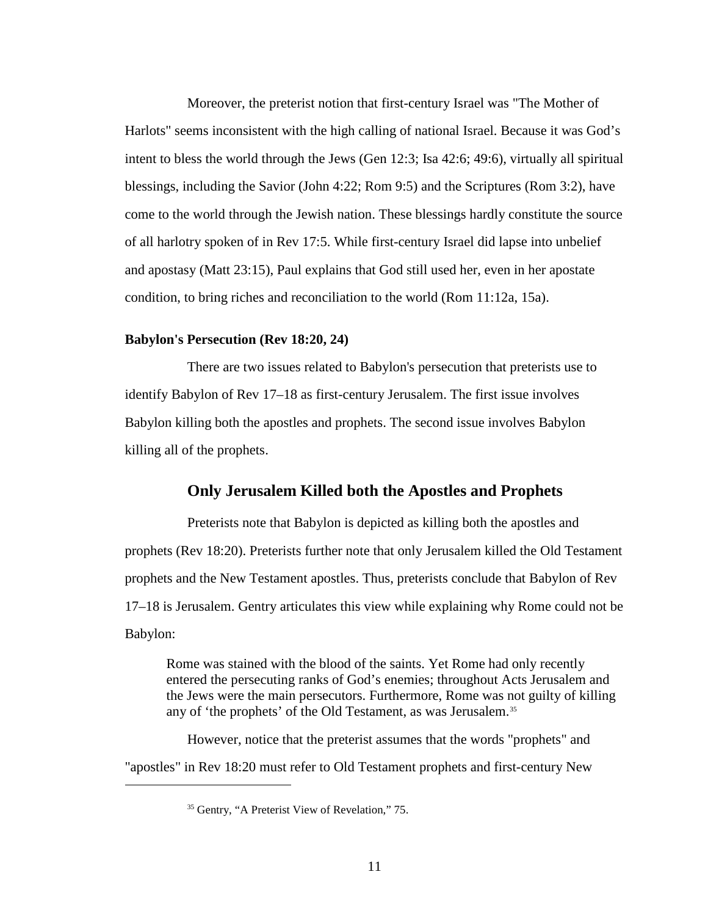Moreover, the preterist notion that first-century Israel was "The Mother of Harlots" seems inconsistent with the high calling of national Israel. Because it was God's intent to bless the world through the Jews (Gen 12:3; Isa 42:6; 49:6), virtually all spiritual blessings, including the Savior (John 4:22; Rom 9:5) and the Scriptures (Rom 3:2), have come to the world through the Jewish nation. These blessings hardly constitute the source of all harlotry spoken of in Rev 17:5. While first-century Israel did lapse into unbelief and apostasy (Matt 23:15), Paul explains that God still used her, even in her apostate condition, to bring riches and reconciliation to the world (Rom 11:12a, 15a).

**Babylon's Persecution (Rev 18:20, 24)**

There are two issues related to Babylon's persecution that preterists use to identify Babylon of Rev 17–18 as first-century Jerusalem. The first issue involves Babylon killing both the apostles and prophets. The second issue involves Babylon killing all of the prophets.

## Only Jerusalem Killed both the Apostles and Prophets

Preterists note that Babylon is depicted as killing both the apostles and prophets (Rev 18:20). Preterists further note that only Jerusalem killed the Old Testament prophets and the New Testament apostles. Thus, preterists conclude that Babylon of Rev 17–18 is Jerusalem. Gentry articulates this view while explaining why Rome could not be Babylon:

> Rome was stained with the blood of the saints. Yet Rome had only recently entered the persecuting ranks of God's enemies; throughout Acts Jerusalem and the Jews were the main persecutors. Furthermore, Rome was not guilty of killing any of 'the prophets' of the Old Testament, as was Jerusalem.[35]

However, notice that the preterist assumes that the words "prophets" and "apostles" in Rev 18:20 must refer to Old Testament prophets and first-century New

---

[35] Gentry, "A Preterist View of Revelation," 75.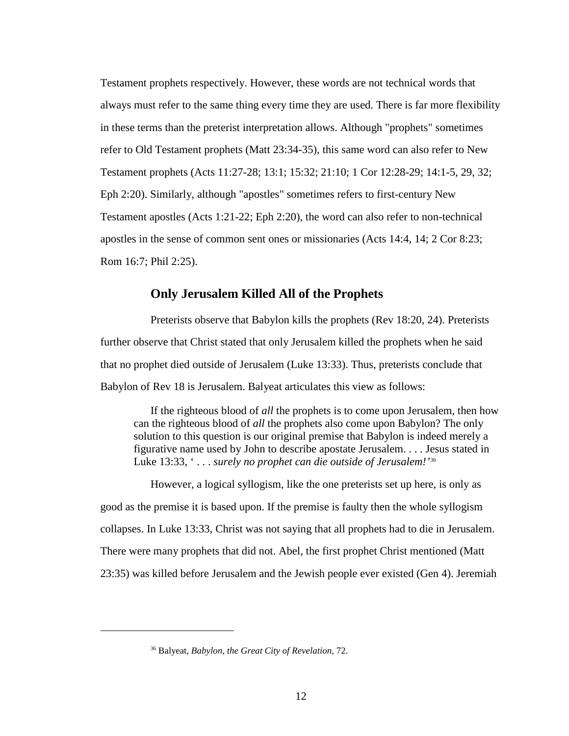Testament prophets respectively. However, these words are not technical words that always must refer to the same thing every time they are used. There is far more flexibility in these terms than the preterist interpretation allows. Although "prophets" sometimes refer to Old Testament prophets (Matt 23:34-35), this same word can also refer to New Testament prophets (Acts 11:27-28; 13:1; 15:32; 21:10; 1 Cor 12:28-29; 14:1-5, 29, 32; Eph 2:20). Similarly, although "apostles" sometimes refers to first-century New Testament apostles (Acts 1:21-22; Eph 2:20), the word can also refer to non-technical apostles in the sense of common sent ones or missionaries (Acts 14:4, 14; 2 Cor 8:23; Rom 16:7; Phil 2:25).

### Only Jerusalem Killed All of the Prophets

Preterists observe that Babylon kills the prophets (Rev 18:20, 24). Preterists further observe that Christ stated that only Jerusalem killed the prophets when he said that no prophet died outside of Jerusalem (Luke 13:33). Thus, preterists conclude that Babylon of Rev 18 is Jerusalem. Balyeat articulates this view as follows:

> If the righteous blood of *all* the prophets is to come upon Jerusalem, then how can the righteous blood of *all* the prophets also come upon Babylon? The only solution to this question is our original premise that Babylon is indeed merely a figurative name used by John to describe apostate Jerusalem. . . . Jesus stated in Luke 13:33, ' . . . *surely no prophet can die outside of Jerusalem!'*[36]

However, a logical syllogism, like the one preterists set up here, is only as good as the premise it is based upon. If the premise is faulty then the whole syllogism collapses. In Luke 13:33, Christ was not saying that all prophets had to die in Jerusalem. There were many prophets that did not. Abel, the first prophet Christ mentioned (Matt 23:35) was killed before Jerusalem and the Jewish people ever existed (Gen 4). Jeremiah

---

[36] Balyeat, *Babylon, the Great City of Revelation*, 72.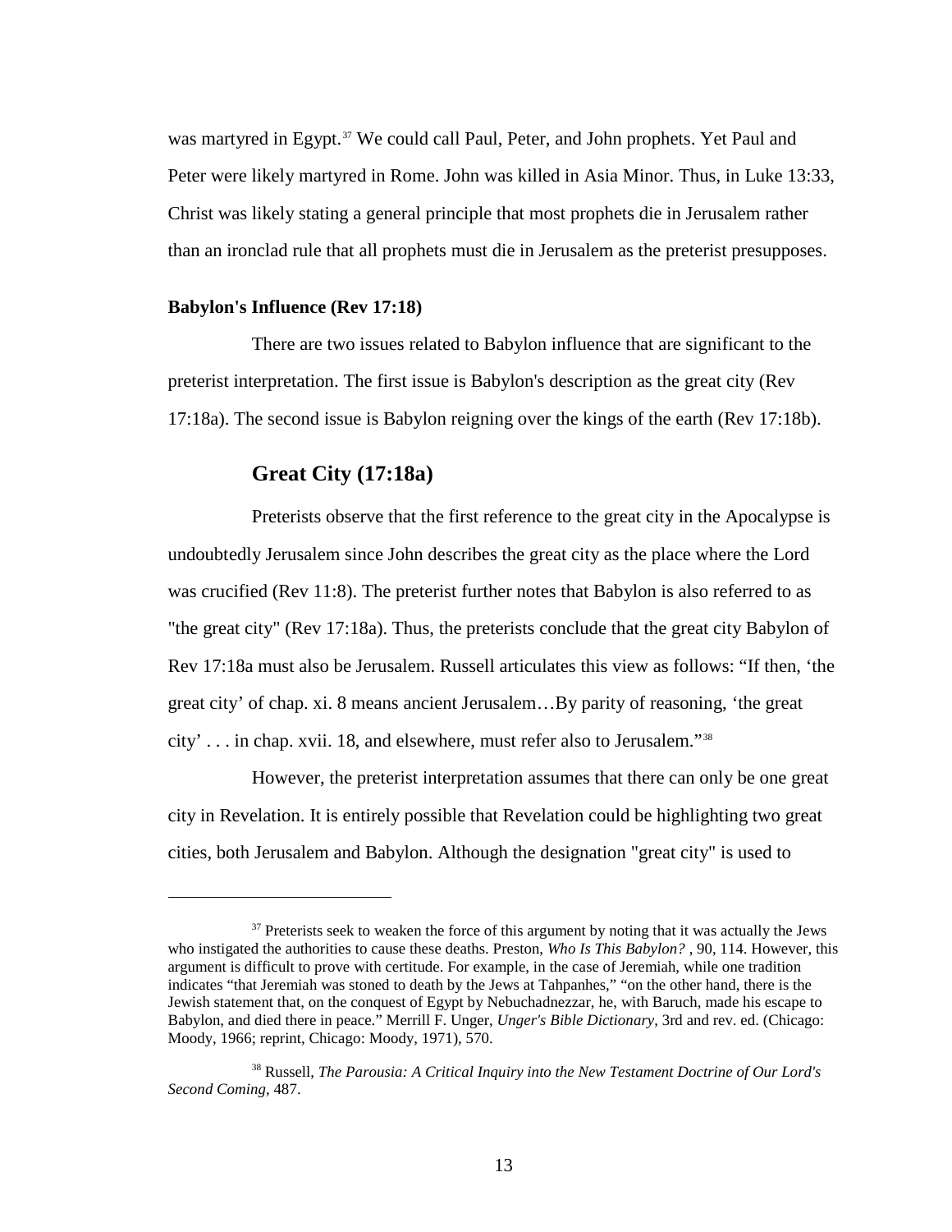was martyred in Egypt.[37] We could call Paul, Peter, and John prophets. Yet Paul and Peter were likely martyred in Rome. John was killed in Asia Minor. Thus, in Luke 13:33, Christ was likely stating a general principle that most prophets die in Jerusalem rather than an ironclad rule that all prophets must die in Jerusalem as the preterist presupposes.

### Babylon's Influence (Rev 17:18)

There are two issues related to Babylon influence that are significant to the preterist interpretation. The first issue is Babylon's description as the great city (Rev 17:18a). The second issue is Babylon reigning over the kings of the earth (Rev 17:18b).

#### Great City (17:18a)

Preterists observe that the first reference to the great city in the Apocalypse is undoubtedly Jerusalem since John describes the great city as the place where the Lord was crucified (Rev 11:8). The preterist further notes that Babylon is also referred to as "the great city" (Rev 17:18a). Thus, the preterists conclude that the great city Babylon of Rev 17:18a must also be Jerusalem. Russell articulates this view as follows: “If then, ‘the great city’ of chap. xi. 8 means ancient Jerusalem…By parity of reasoning, ‘the great city’ . . . in chap. xvii. 18, and elsewhere, must refer also to Jerusalem.”[38]

However, the preterist interpretation assumes that there can only be one great city in Revelation. It is entirely possible that Revelation could be highlighting two great cities, both Jerusalem and Babylon. Although the designation "great city" is used to

---

[37] Preterists seek to weaken the force of this argument by noting that it was actually the Jews who instigated the authorities to cause these deaths. Preston, *Who Is This Babylon?* , 90, 114. However, this argument is difficult to prove with certitude. For example, in the case of Jeremiah, while one tradition indicates “that Jeremiah was stoned to death by the Jews at Tahpanhes,” “on the other hand, there is the Jewish statement that, on the conquest of Egypt by Nebuchadnezzar, he, with Baruch, made his escape to Babylon, and died there in peace.” Merrill F. Unger, *Unger's Bible Dictionary*, 3rd and rev. ed. (Chicago: Moody, 1966; reprint, Chicago: Moody, 1971), 570.

[38] Russell, *The Parousia: A Critical Inquiry into the New Testament Doctrine of Our Lord's Second Coming*, 487.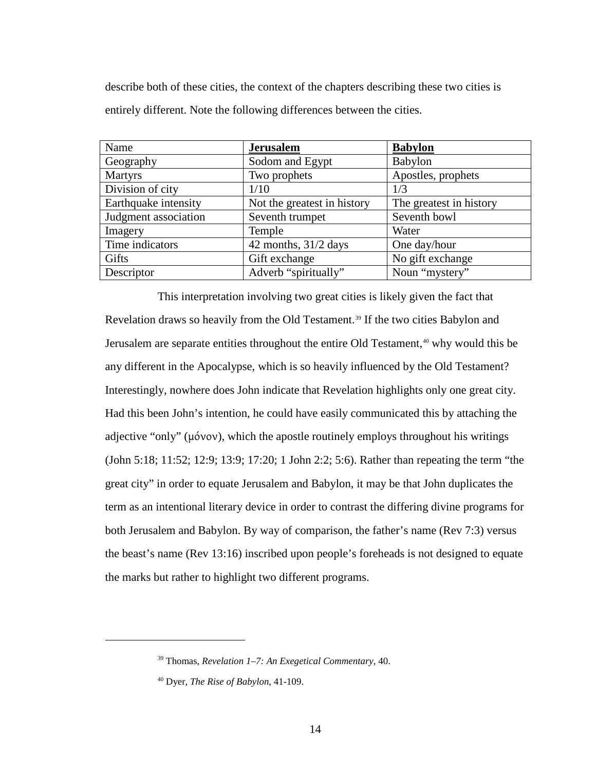describe both of these cities, the context of the chapters describing these two cities is entirely different. Note the following differences between the cities.

| Name | **Jerusalem** | **Babylon** |
|---|---|---|
| Geography | Sodom and Egypt | Babylon |
| Martyrs | Two prophets | Apostles, prophets |
| Division of city | 1/10 | 1/3 |
| Earthquake intensity | Not the greatest in history | The greatest in history |
| Judgment association | Seventh trumpet | Seventh bowl |
| Imagery | Temple | Water |
| Time indicators | 42 months, 31/2 days | One day/hour |
| Gifts | Gift exchange | No gift exchange |
| Descriptor | Adverb "spiritually" | Noun "mystery" |

This interpretation involving two great cities is likely given the fact that Revelation draws so heavily from the Old Testament.[39] If the two cities Babylon and Jerusalem are separate entities throughout the entire Old Testament,[40] why would this be any different in the Apocalypse, which is so heavily influenced by the Old Testament? Interestingly, nowhere does John indicate that Revelation highlights only one great city. Had this been John's intention, he could have easily communicated this by attaching the adjective "only" (μόνον), which the apostle routinely employs throughout his writings (John 5:18; 11:52; 12:9; 13:9; 17:20; 1 John 2:2; 5:6). Rather than repeating the term "the great city" in order to equate Jerusalem and Babylon, it may be that John duplicates the term as an intentional literary device in order to contrast the differing divine programs for both Jerusalem and Babylon. By way of comparison, the father's name (Rev 7:3) versus the beast's name (Rev 13:16) inscribed upon people's foreheads is not designed to equate the marks but rather to highlight two different programs.

---

[39] Thomas, *Revelation 1–7: An Exegetical Commentary*, 40.

[40] Dyer, *The Rise of Babylon*, 41-109.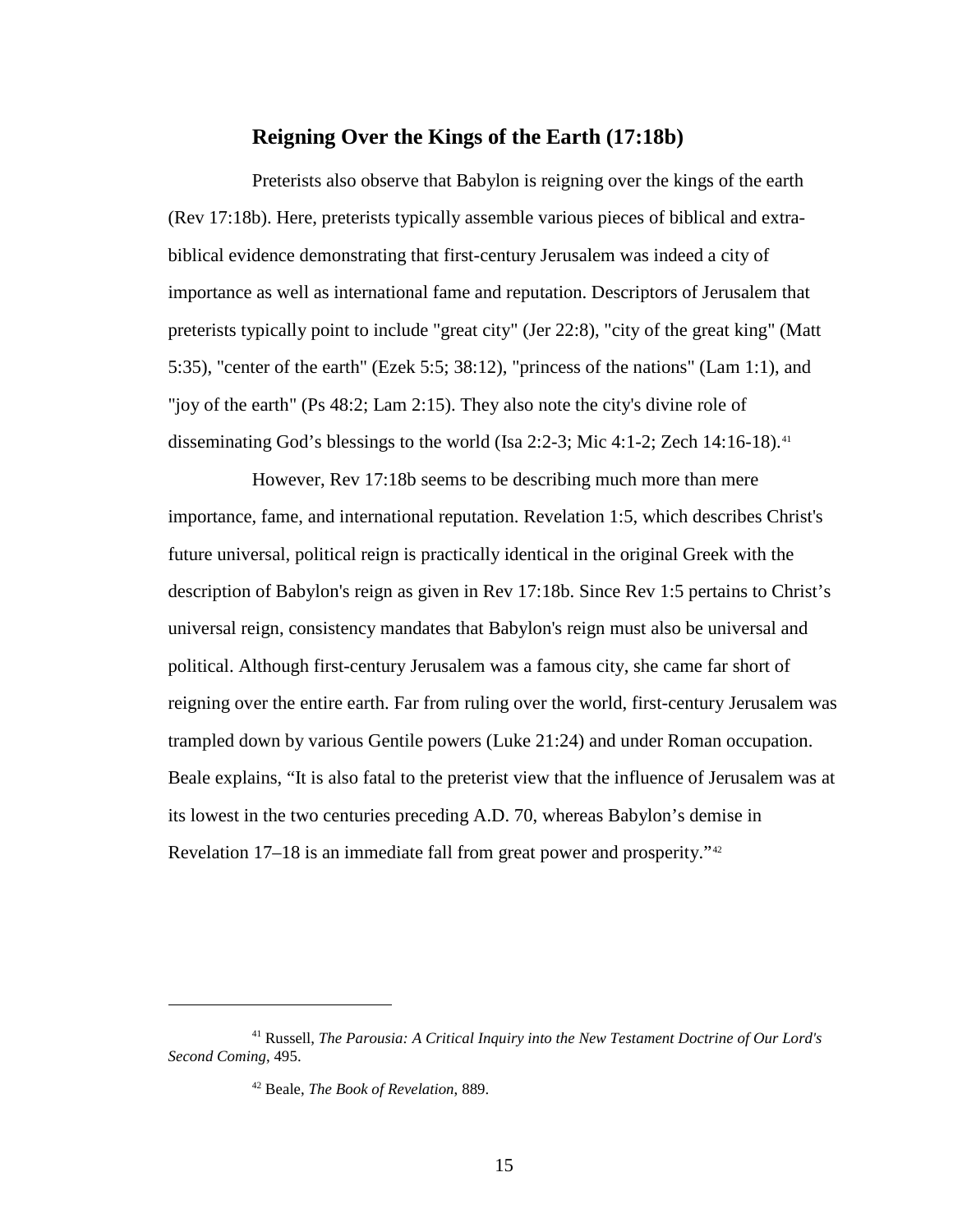## Reigning Over the Kings of the Earth (17:18b)

Preterists also observe that Babylon is reigning over the kings of the earth (Rev 17:18b). Here, preterists typically assemble various pieces of biblical and extra-biblical evidence demonstrating that first-century Jerusalem was indeed a city of importance as well as international fame and reputation. Descriptors of Jerusalem that preterists typically point to include "great city" (Jer 22:8), "city of the great king" (Matt 5:35), "center of the earth" (Ezek 5:5; 38:12), "princess of the nations" (Lam 1:1), and "joy of the earth" (Ps 48:2; Lam 2:15). They also note the city's divine role of disseminating God's blessings to the world (Isa 2:2-3; Mic 4:1-2; Zech 14:16-18).[41]

However, Rev 17:18b seems to be describing much more than mere importance, fame, and international reputation. Revelation 1:5, which describes Christ's future universal, political reign is practically identical in the original Greek with the description of Babylon's reign as given in Rev 17:18b. Since Rev 1:5 pertains to Christ's universal reign, consistency mandates that Babylon's reign must also be universal and political. Although first-century Jerusalem was a famous city, she came far short of reigning over the entire earth. Far from ruling over the world, first-century Jerusalem was trampled down by various Gentile powers (Luke 21:24) and under Roman occupation. Beale explains, "It is also fatal to the preterist view that the influence of Jerusalem was at its lowest in the two centuries preceding A.D. 70, whereas Babylon's demise in Revelation 17–18 is an immediate fall from great power and prosperity."[42]

---

[41] Russell, *The Parousia: A Critical Inquiry into the New Testament Doctrine of Our Lord's Second Coming*, 495.

[42] Beale, *The Book of Revelation*, 889.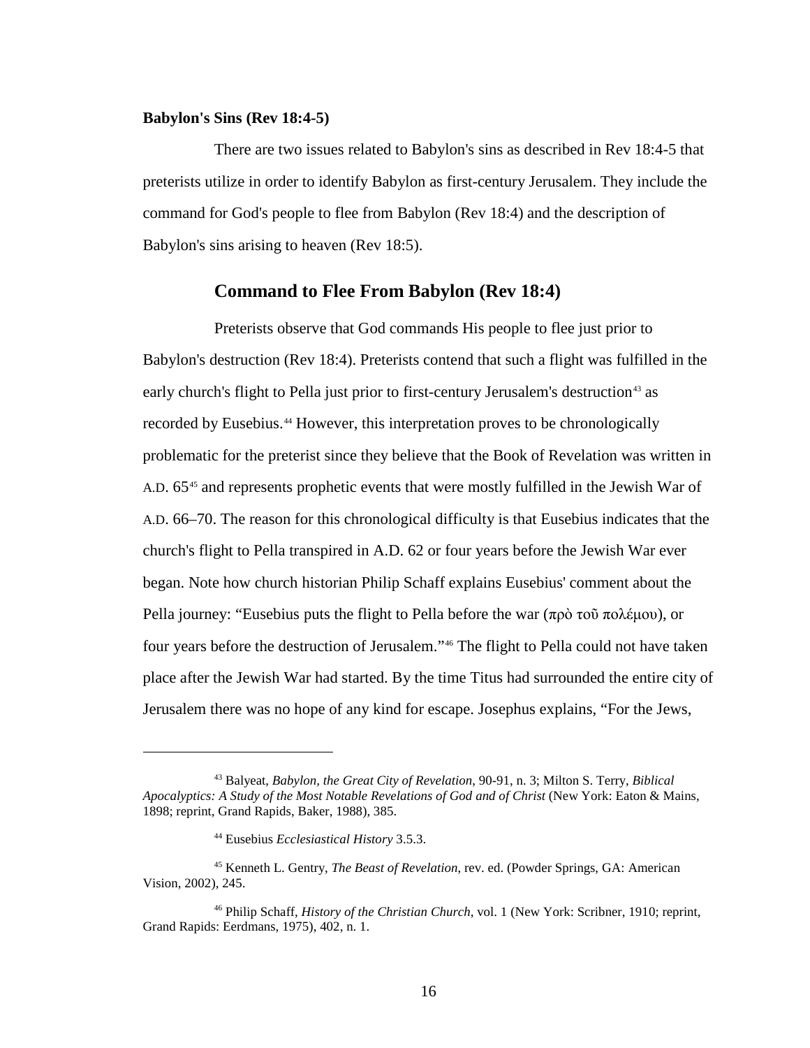**Babylon's Sins (Rev 18:4-5)**

There are two issues related to Babylon's sins as described in Rev 18:4-5 that preterists utilize in order to identify Babylon as first-century Jerusalem. They include the command for God's people to flee from Babylon (Rev 18:4) and the description of Babylon's sins arising to heaven (Rev 18:5).

## Command to Flee From Babylon (Rev 18:4)

Preterists observe that God commands His people to flee just prior to Babylon's destruction (Rev 18:4). Preterists contend that such a flight was fulfilled in the early church's flight to Pella just prior to first-century Jerusalem's destruction[43] as recorded by Eusebius.[44] However, this interpretation proves to be chronologically problematic for the preterist since they believe that the Book of Revelation was written in A.D. 65[45] and represents prophetic events that were mostly fulfilled in the Jewish War of A.D. 66–70. The reason for this chronological difficulty is that Eusebius indicates that the church's flight to Pella transpired in A.D. 62 or four years before the Jewish War ever began. Note how church historian Philip Schaff explains Eusebius' comment about the Pella journey: "Eusebius puts the flight to Pella before the war (πρὸ τοῦ πολέμου), or four years before the destruction of Jerusalem."[46] The flight to Pella could not have taken place after the Jewish War had started. By the time Titus had surrounded the entire city of Jerusalem there was no hope of any kind for escape. Josephus explains, "For the Jews,

---

[43] Balyeat, *Babylon, the Great City of Revelation*, 90-91, n. 3; Milton S. Terry, *Biblical Apocalyptics: A Study of the Most Notable Revelations of God and of Christ* (New York: Eaton & Mains, 1898; reprint, Grand Rapids, Baker, 1988), 385.

[44] Eusebius *Ecclesiastical History* 3.5.3.

[45] Kenneth L. Gentry, *The Beast of Revelation*, rev. ed. (Powder Springs, GA: American Vision, 2002), 245.

[46] Philip Schaff, *History of the Christian Church*, vol. 1 (New York: Scribner, 1910; reprint, Grand Rapids: Eerdmans, 1975), 402, n. 1.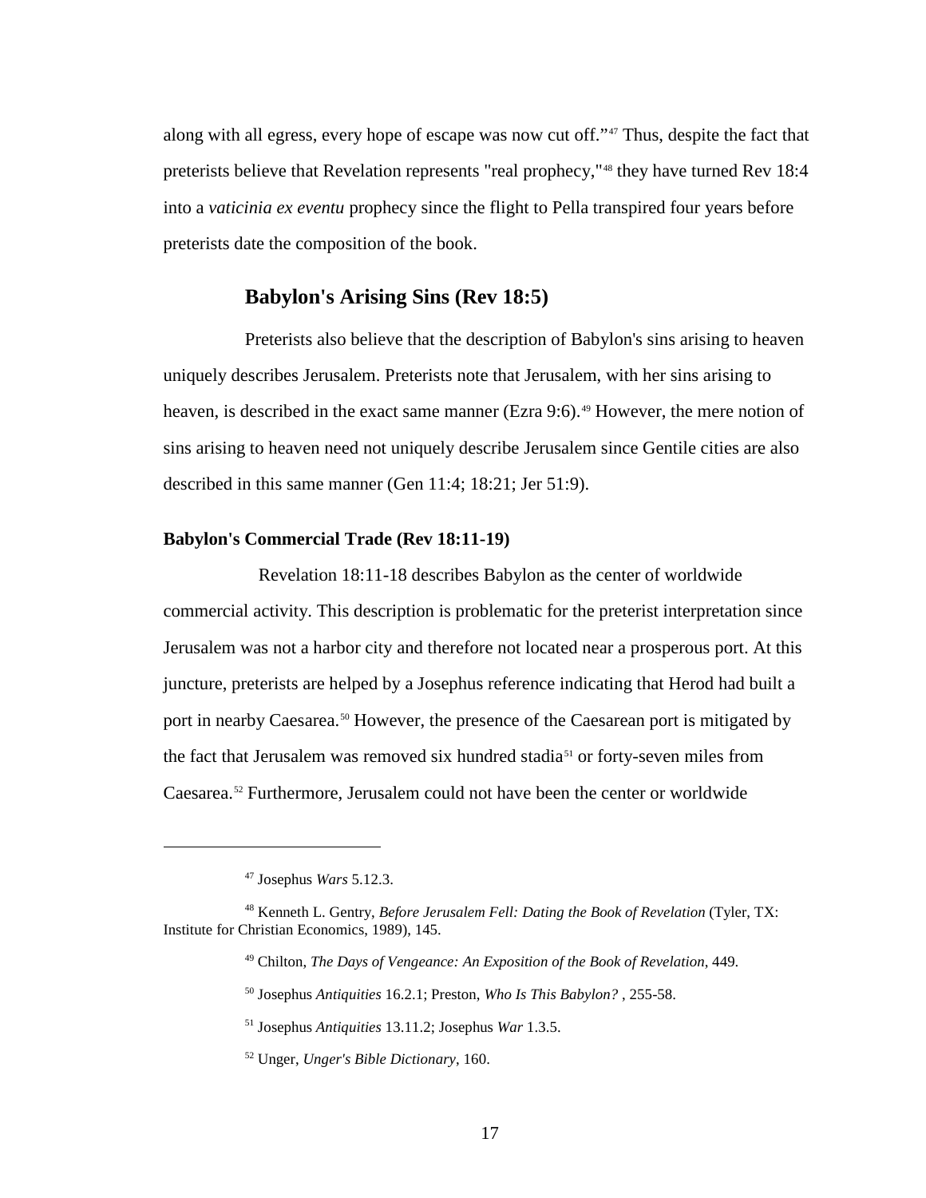along with all egress, every hope of escape was now cut off."[47] Thus, despite the fact that preterists believe that Revelation represents "real prophecy,"[48] they have turned Rev 18:4 into a *vaticinia ex eventu* prophecy since the flight to Pella transpired four years before preterists date the composition of the book.

## Babylon's Arising Sins (Rev 18:5)

Preterists also believe that the description of Babylon's sins arising to heaven uniquely describes Jerusalem. Preterists note that Jerusalem, with her sins arising to heaven, is described in the exact same manner (Ezra 9:6).[49] However, the mere notion of sins arising to heaven need not uniquely describe Jerusalem since Gentile cities are also described in this same manner (Gen 11:4; 18:21; Jer 51:9).

### Babylon's Commercial Trade (Rev 18:11-19)

Revelation 18:11-18 describes Babylon as the center of worldwide commercial activity. This description is problematic for the preterist interpretation since Jerusalem was not a harbor city and therefore not located near a prosperous port. At this juncture, preterists are helped by a Josephus reference indicating that Herod had built a port in nearby Caesarea.[50] However, the presence of the Caesarean port is mitigated by the fact that Jerusalem was removed six hundred stadia[51] or forty-seven miles from Caesarea.[52] Furthermore, Jerusalem could not have been the center or worldwide

---

[47] Josephus *Wars* 5.12.3.

[48] Kenneth L. Gentry, *Before Jerusalem Fell: Dating the Book of Revelation* (Tyler, TX: Institute for Christian Economics, 1989), 145.

[49] Chilton, *The Days of Vengeance: An Exposition of the Book of Revelation*, 449.

[50] Josephus *Antiquities* 16.2.1; Preston, *Who Is This Babylon?* , 255-58.

[51] Josephus *Antiquities* 13.11.2; Josephus *War* 1.3.5.

[52] Unger, *Unger's Bible Dictionary*, 160.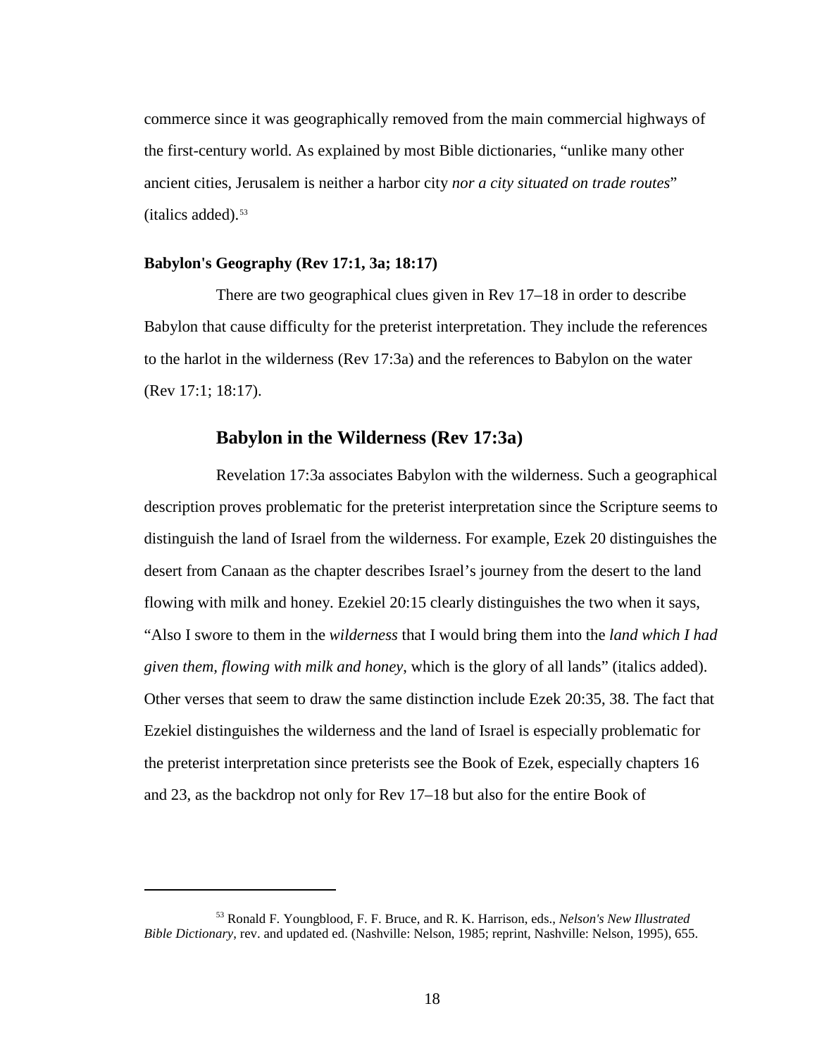commerce since it was geographically removed from the main commercial highways of the first-century world. As explained by most Bible dictionaries, "unlike many other ancient cities, Jerusalem is neither a harbor city *nor a city situated on trade routes*" (italics added).[53]

### Babylon's Geography (Rev 17:1, 3a; 18:17)

There are two geographical clues given in Rev 17–18 in order to describe Babylon that cause difficulty for the preterist interpretation. They include the references to the harlot in the wilderness (Rev 17:3a) and the references to Babylon on the water (Rev 17:1; 18:17).

## Babylon in the Wilderness (Rev 17:3a)

Revelation 17:3a associates Babylon with the wilderness. Such a geographical description proves problematic for the preterist interpretation since the Scripture seems to distinguish the land of Israel from the wilderness. For example, Ezek 20 distinguishes the desert from Canaan as the chapter describes Israel's journey from the desert to the land flowing with milk and honey. Ezekiel 20:15 clearly distinguishes the two when it says, "Also I swore to them in the *wilderness* that I would bring them into the *land which I had given them*, *flowing with milk and honey*, which is the glory of all lands" (italics added). Other verses that seem to draw the same distinction include Ezek 20:35, 38. The fact that Ezekiel distinguishes the wilderness and the land of Israel is especially problematic for the preterist interpretation since preterists see the Book of Ezek, especially chapters 16 and 23, as the backdrop not only for Rev 17–18 but also for the entire Book of

---

[53] Ronald F. Youngblood, F. F. Bruce, and R. K. Harrison, eds., *Nelson's New Illustrated Bible Dictionary*, rev. and updated ed. (Nashville: Nelson, 1985; reprint, Nashville: Nelson, 1995), 655.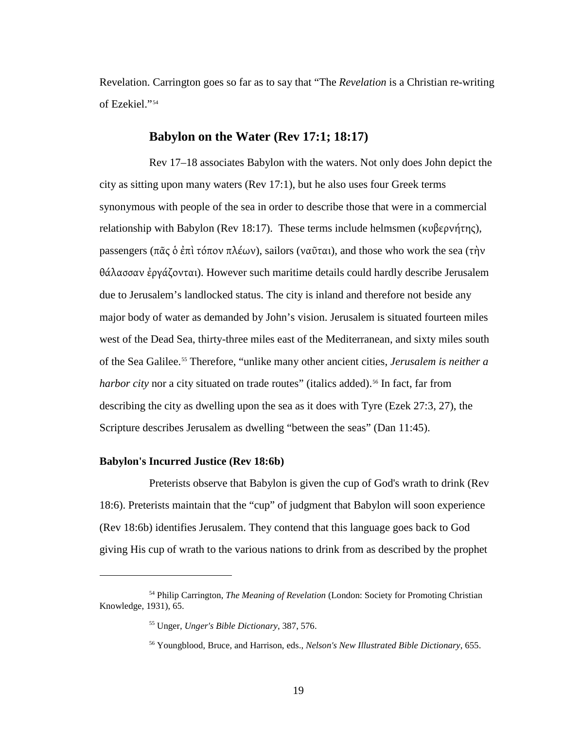Revelation. Carrington goes so far as to say that "The *Revelation* is a Christian re-writing of Ezekiel."[54]

## Babylon on the Water (Rev 17:1; 18:17)

Rev 17–18 associates Babylon with the waters. Not only does John depict the city as sitting upon many waters (Rev 17:1), but he also uses four Greek terms synonymous with people of the sea in order to describe those that were in a commercial relationship with Babylon (Rev 18:17). These terms include helmsmen (κυβερνήτης), passengers (πᾶς ὁ ἐπὶ τόπον πλέων), sailors (ναῦται), and those who work the sea (τὴν θάλασσαν ἐργάζονται). However such maritime details could hardly describe Jerusalem due to Jerusalem's landlocked status. The city is inland and therefore not beside any major body of water as demanded by John's vision. Jerusalem is situated fourteen miles west of the Dead Sea, thirty-three miles east of the Mediterranean, and sixty miles south of the Sea Galilee.[55] Therefore, "unlike many other ancient cities, *Jerusalem is neither a harbor city* nor a city situated on trade routes" (italics added).[56] In fact, far from describing the city as dwelling upon the sea as it does with Tyre (Ezek 27:3, 27), the Scripture describes Jerusalem as dwelling "between the seas" (Dan 11:45).

### Babylon's Incurred Justice (Rev 18:6b)

Preterists observe that Babylon is given the cup of God's wrath to drink (Rev 18:6). Preterists maintain that the "cup" of judgment that Babylon will soon experience (Rev 18:6b) identifies Jerusalem. They contend that this language goes back to God giving His cup of wrath to the various nations to drink from as described by the prophet

---

[54] Philip Carrington, *The Meaning of Revelation* (London: Society for Promoting Christian Knowledge, 1931), 65.

[55] Unger, *Unger's Bible Dictionary*, 387, 576.

[56] Youngblood, Bruce, and Harrison, eds., *Nelson's New Illustrated Bible Dictionary*, 655.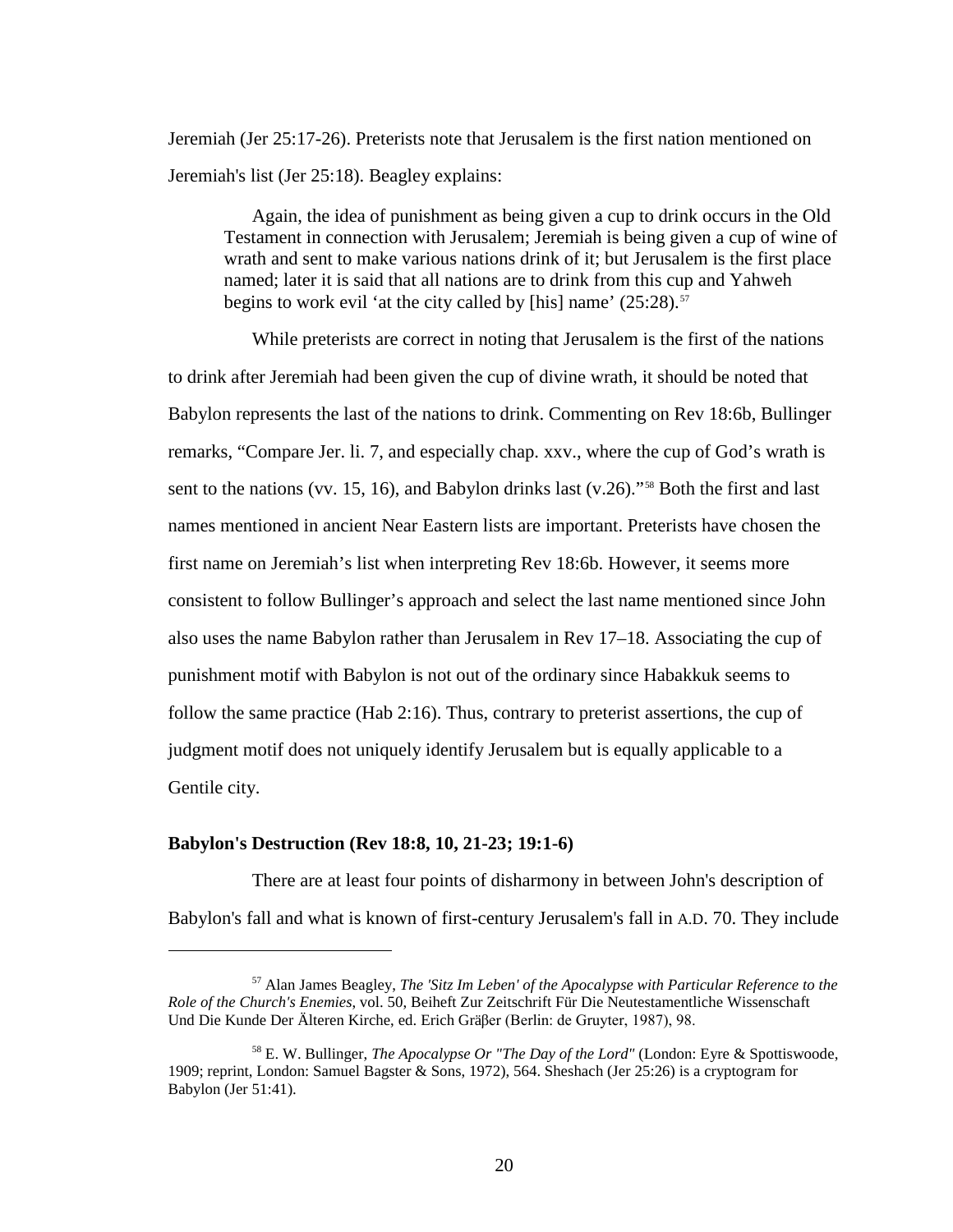Jeremiah (Jer 25:17-26). Preterists note that Jerusalem is the first nation mentioned on Jeremiah's list (Jer 25:18). Beagley explains:

> Again, the idea of punishment as being given a cup to drink occurs in the Old Testament in connection with Jerusalem; Jeremiah is being given a cup of wine of wrath and sent to make various nations drink of it; but Jerusalem is the first place named; later it is said that all nations are to drink from this cup and Yahweh begins to work evil 'at the city called by [his] name' (25:28).[57]

While preterists are correct in noting that Jerusalem is the first of the nations to drink after Jeremiah had been given the cup of divine wrath, it should be noted that Babylon represents the last of the nations to drink. Commenting on Rev 18:6b, Bullinger remarks, "Compare Jer. li. 7, and especially chap. xxv., where the cup of God's wrath is sent to the nations (vv. 15, 16), and Babylon drinks last (v.26)."[58] Both the first and last names mentioned in ancient Near Eastern lists are important. Preterists have chosen the first name on Jeremiah's list when interpreting Rev 18:6b. However, it seems more consistent to follow Bullinger's approach and select the last name mentioned since John also uses the name Babylon rather than Jerusalem in Rev 17–18. Associating the cup of punishment motif with Babylon is not out of the ordinary since Habakkuk seems to follow the same practice (Hab 2:16). Thus, contrary to preterist assertions, the cup of judgment motif does not uniquely identify Jerusalem but is equally applicable to a Gentile city.

### Babylon's Destruction (Rev 18:8, 10, 21-23; 19:1-6)

There are at least four points of disharmony in between John's description of Babylon's fall and what is known of first-century Jerusalem's fall in A.D. 70. They include

---

[57] Alan James Beagley, *The 'Sitz Im Leben' of the Apocalypse with Particular Reference to the Role of the Church's Enemies*, vol. 50, Beiheft Zur Zeitschrift Für Die Neutestamentliche Wissenschaft Und Die Kunde Der Älteren Kirche, ed. Erich Gräβer (Berlin: de Gruyter, 1987), 98.

[58] E. W. Bullinger, *The Apocalypse Or "The Day of the Lord"* (London: Eyre & Spottiswoode, 1909; reprint, London: Samuel Bagster & Sons, 1972), 564. Sheshach (Jer 25:26) is a cryptogram for Babylon (Jer 51:41).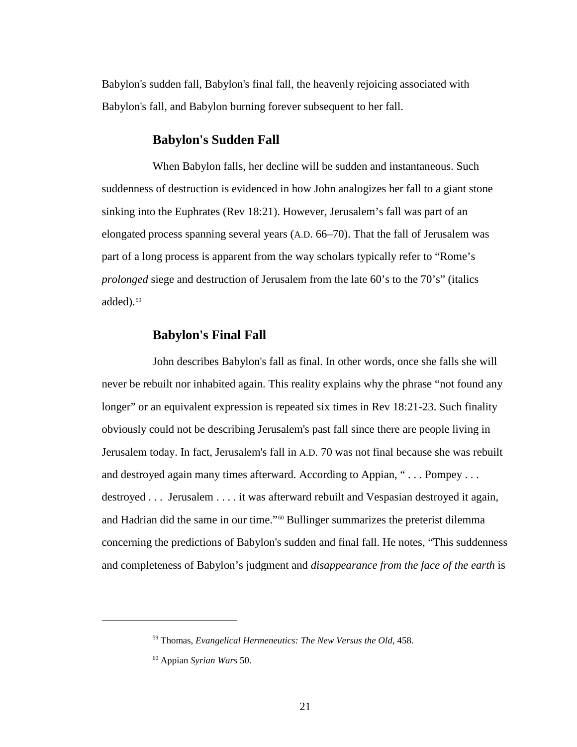Babylon's sudden fall, Babylon's final fall, the heavenly rejoicing associated with Babylon's fall, and Babylon burning forever subsequent to her fall.

### Babylon's Sudden Fall

When Babylon falls, her decline will be sudden and instantaneous. Such suddenness of destruction is evidenced in how John analogizes her fall to a giant stone sinking into the Euphrates (Rev 18:21). However, Jerusalem's fall was part of an elongated process spanning several years (A.D. 66–70). That the fall of Jerusalem was part of a long process is apparent from the way scholars typically refer to "Rome's *prolonged* siege and destruction of Jerusalem from the late 60's to the 70's" (italics added).[59]

### Babylon's Final Fall

John describes Babylon's fall as final. In other words, once she falls she will never be rebuilt nor inhabited again. This reality explains why the phrase "not found any longer" or an equivalent expression is repeated six times in Rev 18:21-23. Such finality obviously could not be describing Jerusalem's past fall since there are people living in Jerusalem today. In fact, Jerusalem's fall in A.D. 70 was not final because she was rebuilt and destroyed again many times afterward. According to Appian, " . . . Pompey . . . destroyed . . . Jerusalem . . . . it was afterward rebuilt and Vespasian destroyed it again, and Hadrian did the same in our time."[60] Bullinger summarizes the preterist dilemma concerning the predictions of Babylon's sudden and final fall. He notes, "This suddenness and completeness of Babylon's judgment and *disappearance from the face of the earth* is

---

[59] Thomas, *Evangelical Hermeneutics: The New Versus the Old*, 458.

[60] Appian *Syrian Wars* 50.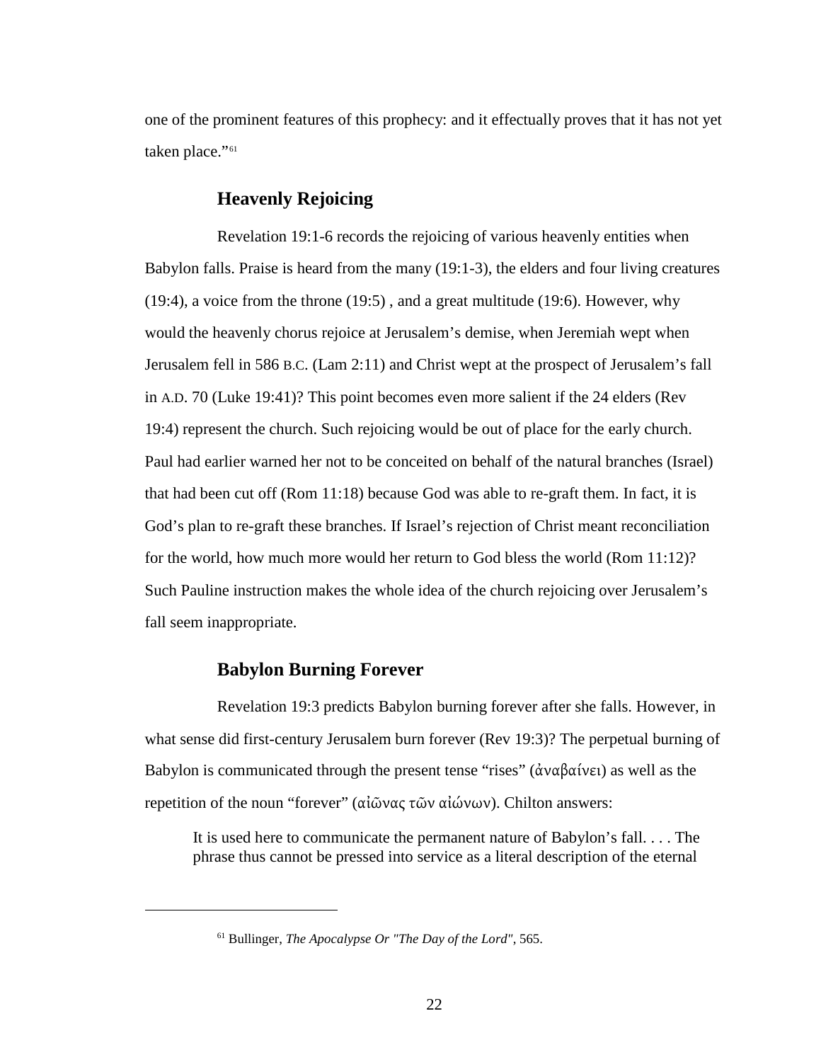one of the prominent features of this prophecy: and it effectually proves that it has not yet taken place."[61]

### Heavenly Rejoicing

Revelation 19:1-6 records the rejoicing of various heavenly entities when Babylon falls. Praise is heard from the many (19:1-3), the elders and four living creatures (19:4), a voice from the throne (19:5) , and a great multitude (19:6). However, why would the heavenly chorus rejoice at Jerusalem's demise, when Jeremiah wept when Jerusalem fell in 586 B.C. (Lam 2:11) and Christ wept at the prospect of Jerusalem's fall in A.D. 70 (Luke 19:41)? This point becomes even more salient if the 24 elders (Rev 19:4) represent the church. Such rejoicing would be out of place for the early church. Paul had earlier warned her not to be conceited on behalf of the natural branches (Israel) that had been cut off (Rom 11:18) because God was able to re-graft them. In fact, it is God's plan to re-graft these branches. If Israel's rejection of Christ meant reconciliation for the world, how much more would her return to God bless the world (Rom 11:12)? Such Pauline instruction makes the whole idea of the church rejoicing over Jerusalem's fall seem inappropriate.

### Babylon Burning Forever

Revelation 19:3 predicts Babylon burning forever after she falls. However, in what sense did first-century Jerusalem burn forever (Rev 19:3)? The perpetual burning of Babylon is communicated through the present tense "rises" (ἀναβαίνει) as well as the repetition of the noun "forever" (αἰῶνας τῶν αἰώνων). Chilton answers:

> It is used here to communicate the permanent nature of Babylon's fall. . . . The phrase thus cannot be pressed into service as a literal description of the eternal

[61] Bullinger, *The Apocalypse Or "The Day of the Lord"*, 565.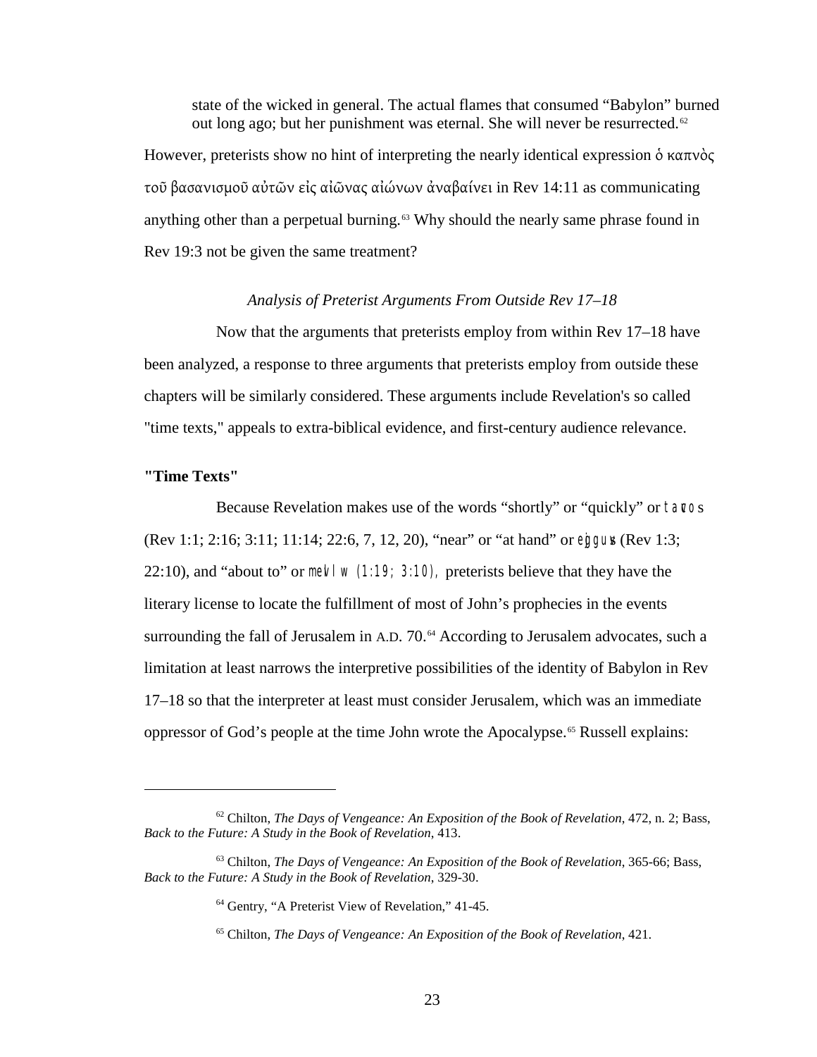state of the wicked in general. The actual flames that consumed "Babylon" burned out long ago; but her punishment was eternal. She will never be resurrected.[62]

However, preterists show no hint of interpreting the nearly identical expression ὁ καπνὸς τοῦ βασανισμοῦ αὐτῶν εἰς αἰῶνας αἰώνων ἀναβαίνει in Rev 14:11 as communicating anything other than a perpetual burning.[63] Why should the nearly same phrase found in Rev 19:3 not be given the same treatment?

*Analysis of Preterist Arguments From Outside Rev 17–18*

Now that the arguments that preterists employ from within Rev 17–18 have been analyzed, a response to three arguments that preterists employ from outside these chapters will be similarly considered. These arguments include Revelation's so called "time texts," appeals to extra-biblical evidence, and first-century audience relevance.

**"Time Texts"**

Because Revelation makes use of the words "shortly" or "quickly" or ταχος (Rev 1:1; 2:16; 3:11; 11:14; 22:6, 7, 12, 20), "near" or "at hand" or ἐγγυς (Rev 1:3; 22:10), and "about to" or μελλω (1:19; 3:10), preterists believe that they have the literary license to locate the fulfillment of most of John's prophecies in the events surrounding the fall of Jerusalem in A.D. 70.[64] According to Jerusalem advocates, such a limitation at least narrows the interpretive possibilities of the identity of Babylon in Rev 17–18 so that the interpreter at least must consider Jerusalem, which was an immediate oppressor of God's people at the time John wrote the Apocalypse.[65] Russell explains:

---

[62] Chilton, *The Days of Vengeance: An Exposition of the Book of Revelation*, 472, n. 2; Bass, *Back to the Future: A Study in the Book of Revelation*, 413.

[63] Chilton, *The Days of Vengeance: An Exposition of the Book of Revelation*, 365-66; Bass, *Back to the Future: A Study in the Book of Revelation*, 329-30.

[64] Gentry, "A Preterist View of Revelation," 41-45.

[65] Chilton, *The Days of Vengeance: An Exposition of the Book of Revelation*, 421.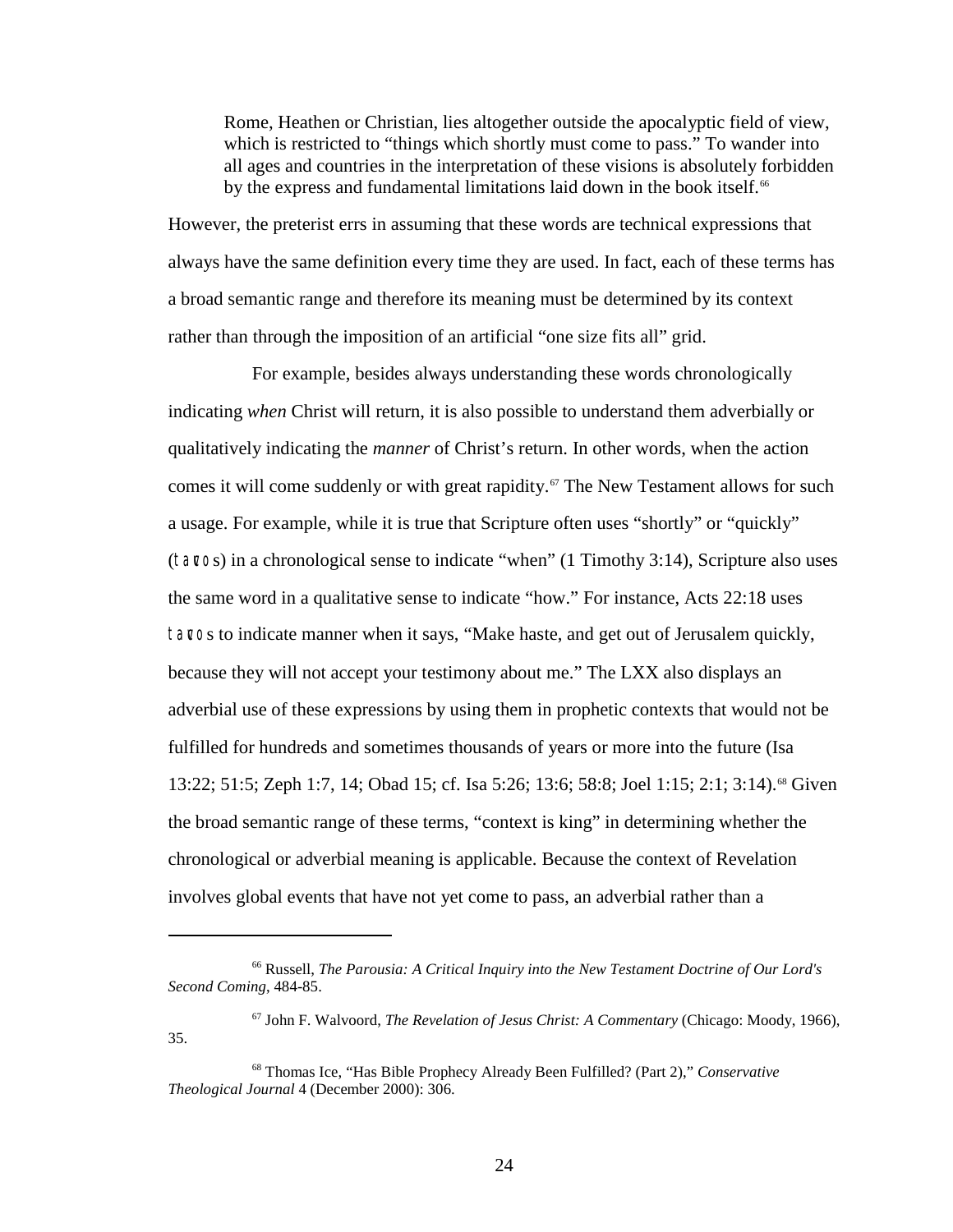> Rome, Heathen or Christian, lies altogether outside the apocalyptic field of view, which is restricted to "things which shortly must come to pass." To wander into all ages and countries in the interpretation of these visions is absolutely forbidden by the express and fundamental limitations laid down in the book itself.[66]

However, the preterist errs in assuming that these words are technical expressions that always have the same definition every time they are used. In fact, each of these terms has a broad semantic range and therefore its meaning must be determined by its context rather than through the imposition of an artificial "one size fits all" grid.

For example, besides always understanding these words chronologically indicating *when* Christ will return, it is also possible to understand them adverbially or qualitatively indicating the *manner* of Christ's return. In other words, when the action comes it will come suddenly or with great rapidity.[67] The New Testament allows for such a usage. For example, while it is true that Scripture often uses "shortly" or "quickly" (taco s) in a chronological sense to indicate "when" (1 Timothy 3:14), Scripture also uses the same word in a qualitative sense to indicate "how." For instance, Acts 22:18 uses taco s to indicate manner when it says, "Make haste, and get out of Jerusalem quickly, because they will not accept your testimony about me." The LXX also displays an adverbial use of these expressions by using them in prophetic contexts that would not be fulfilled for hundreds and sometimes thousands of years or more into the future (Isa 13:22; 51:5; Zeph 1:7, 14; Obad 15; cf. Isa 5:26; 13:6; 58:8; Joel 1:15; 2:1; 3:14).[68] Given the broad semantic range of these terms, "context is king" in determining whether the chronological or adverbial meaning is applicable. Because the context of Revelation involves global events that have not yet come to pass, an adverbial rather than a

---

[66] Russell, *The Parousia: A Critical Inquiry into the New Testament Doctrine of Our Lord's Second Coming*, 484-85.

[67] John F. Walvoord, *The Revelation of Jesus Christ: A Commentary* (Chicago: Moody, 1966), 35.

[68] Thomas Ice, "Has Bible Prophecy Already Been Fulfilled? (Part 2)," *Conservative Theological Journal* 4 (December 2000): 306.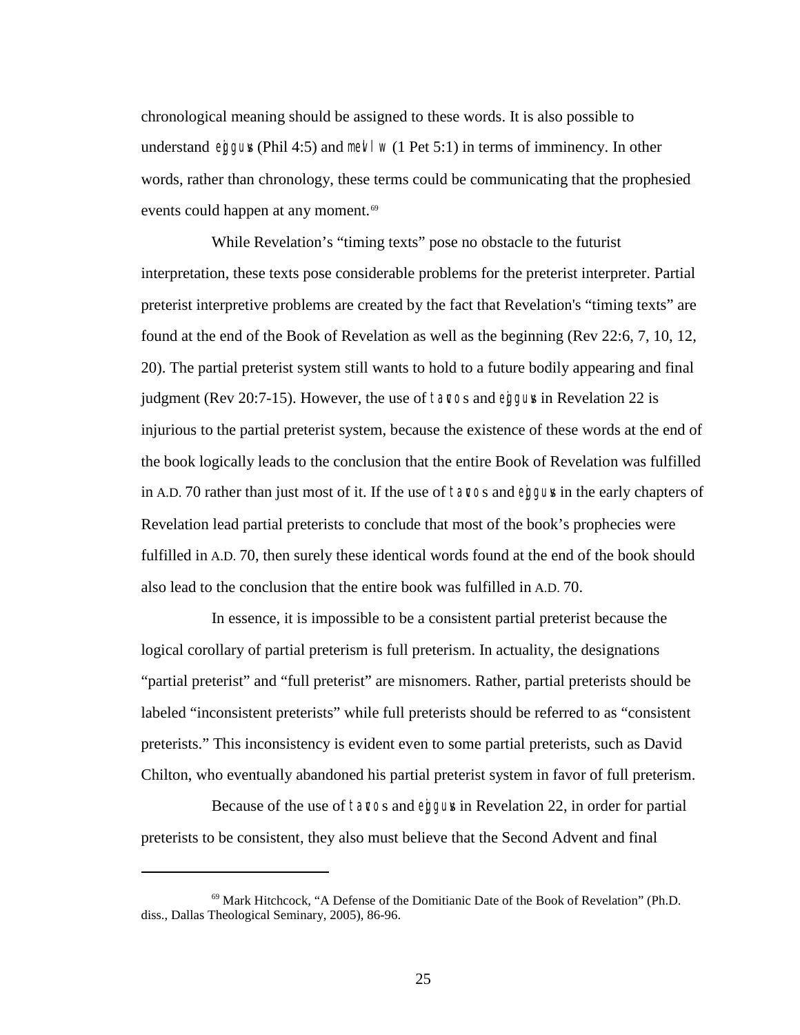chronological meaning should be assigned to these words. It is also possible to understand ἐγγύς (Phil 4:5) and μέλλω (1 Pet 5:1) in terms of imminency. In other words, rather than chronology, these terms could be communicating that the prophesied events could happen at any moment.[69]

While Revelation's "timing texts" pose no obstacle to the futurist interpretation, these texts pose considerable problems for the preterist interpreter. Partial preterist interpretive problems are created by the fact that Revelation's "timing texts" are found at the end of the Book of Revelation as well as the beginning (Rev 22:6, 7, 10, 12, 20). The partial preterist system still wants to hold to a future bodily appearing and final judgment (Rev 20:7-15). However, the use of τάχος and ἐγγύς in Revelation 22 is injurious to the partial preterist system, because the existence of these words at the end of the book logically leads to the conclusion that the entire Book of Revelation was fulfilled in A.D. 70 rather than just most of it. If the use of τάχος and ἐγγύς in the early chapters of Revelation lead partial preterists to conclude that most of the book's prophecies were fulfilled in A.D. 70, then surely these identical words found at the end of the book should also lead to the conclusion that the entire book was fulfilled in A.D. 70.

In essence, it is impossible to be a consistent partial preterist because the logical corollary of partial preterism is full preterism. In actuality, the designations "partial preterist" and "full preterist" are misnomers. Rather, partial preterists should be labeled "inconsistent preterists" while full preterists should be referred to as "consistent preterists." This inconsistency is evident even to some partial preterists, such as David Chilton, who eventually abandoned his partial preterist system in favor of full preterism.

Because of the use of τάχος and ἐγγύς in Revelation 22, in order for partial preterists to be consistent, they also must believe that the Second Advent and final

---

[69] Mark Hitchcock, "A Defense of the Domitianic Date of the Book of Revelation" (Ph.D. diss., Dallas Theological Seminary, 2005), 86-96.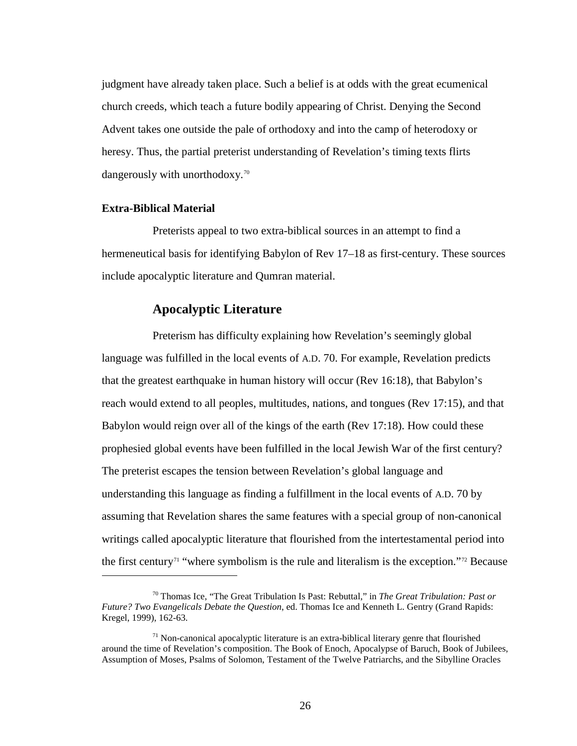judgment have already taken place. Such a belief is at odds with the great ecumenical church creeds, which teach a future bodily appearing of Christ. Denying the Second Advent takes one outside the pale of orthodoxy and into the camp of heterodoxy or heresy. Thus, the partial preterist understanding of Revelation's timing texts flirts dangerously with unorthodoxy.[70]

**Extra-Biblical Material**

Preterists appeal to two extra-biblical sources in an attempt to find a hermeneutical basis for identifying Babylon of Rev 17–18 as first-century. These sources include apocalyptic literature and Qumran material.

## Apocalyptic Literature

Preterism has difficulty explaining how Revelation's seemingly global language was fulfilled in the local events of A.D. 70. For example, Revelation predicts that the greatest earthquake in human history will occur (Rev 16:18), that Babylon's reach would extend to all peoples, multitudes, nations, and tongues (Rev 17:15), and that Babylon would reign over all of the kings of the earth (Rev 17:18). How could these prophesied global events have been fulfilled in the local Jewish War of the first century? The preterist escapes the tension between Revelation's global language and understanding this language as finding a fulfillment in the local events of A.D. 70 by assuming that Revelation shares the same features with a special group of non-canonical writings called apocalyptic literature that flourished from the intertestamental period into the first century[71] "where symbolism is the rule and literalism is the exception."[72] Because

---

[70] Thomas Ice, "The Great Tribulation Is Past: Rebuttal," in *The Great Tribulation: Past or Future? Two Evangelicals Debate the Question*, ed. Thomas Ice and Kenneth L. Gentry (Grand Rapids: Kregel, 1999), 162-63.

[71] Non-canonical apocalyptic literature is an extra-biblical literary genre that flourished around the time of Revelation's composition. The Book of Enoch, Apocalypse of Baruch, Book of Jubilees, Assumption of Moses, Psalms of Solomon, Testament of the Twelve Patriarchs, and the Sibylline Oracles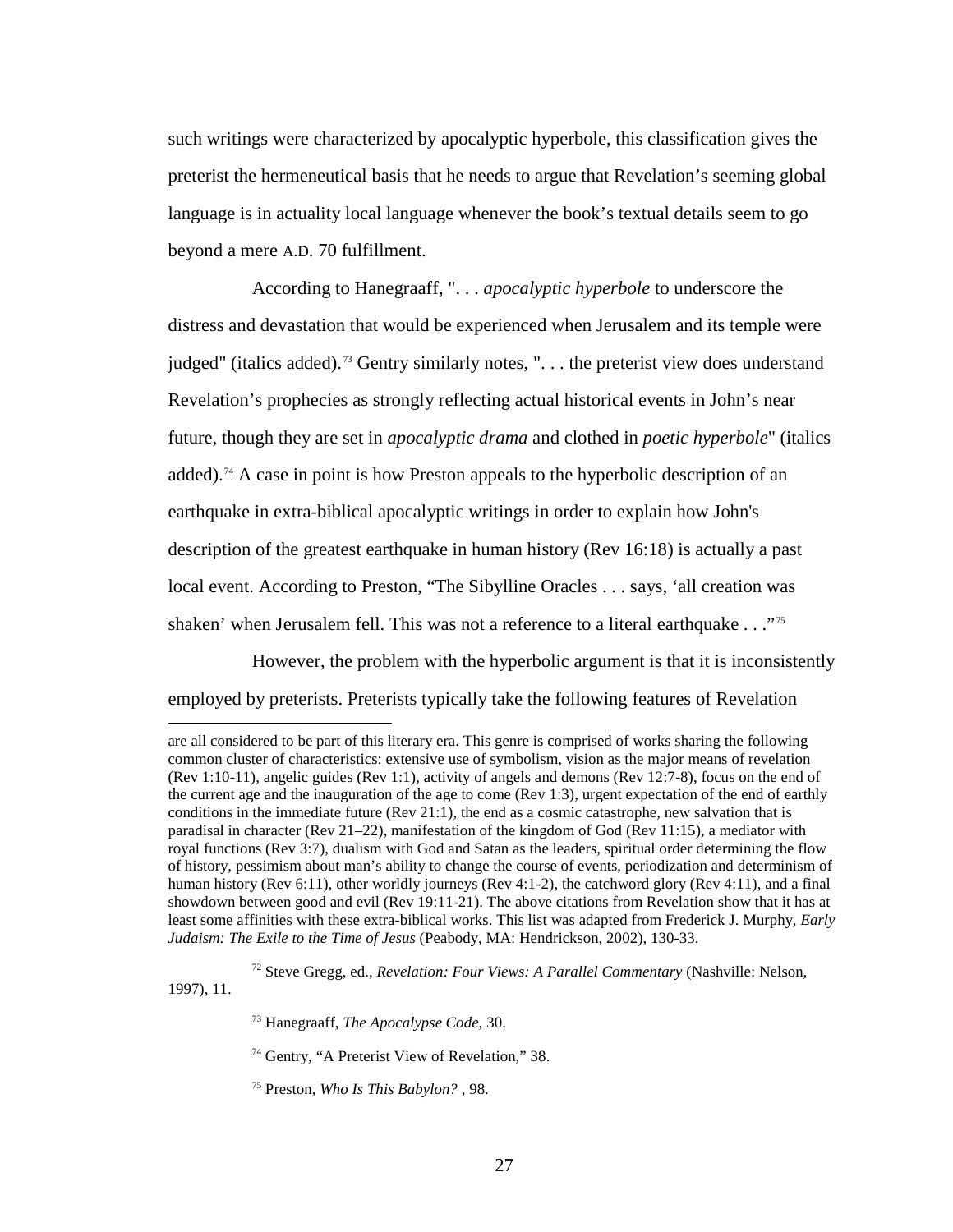such writings were characterized by apocalyptic hyperbole, this classification gives the preterist the hermeneutical basis that he needs to argue that Revelation's seeming global language is in actuality local language whenever the book's textual details seem to go beyond a mere A.D. 70 fulfillment.

According to Hanegraaff, ". . . *apocalyptic hyperbole* to underscore the distress and devastation that would be experienced when Jerusalem and its temple were judged" (italics added).[73] Gentry similarly notes, ". . . the preterist view does understand Revelation's prophecies as strongly reflecting actual historical events in John's near future, though they are set in *apocalyptic drama* and clothed in *poetic hyperbole*" (italics added).[74] A case in point is how Preston appeals to the hyperbolic description of an earthquake in extra-biblical apocalyptic writings in order to explain how John's description of the greatest earthquake in human history (Rev 16:18) is actually a past local event. According to Preston, "The Sibylline Oracles . . . says, 'all creation was shaken' when Jerusalem fell. This was not a reference to a literal earthquake . . ."[75]

However, the problem with the hyperbolic argument is that it is inconsistently employed by preterists. Preterists typically take the following features of Revelation

---

are all considered to be part of this literary era. This genre is comprised of works sharing the following common cluster of characteristics: extensive use of symbolism, vision as the major means of revelation (Rev 1:10-11), angelic guides (Rev 1:1), activity of angels and demons (Rev 12:7-8), focus on the end of the current age and the inauguration of the age to come (Rev 1:3), urgent expectation of the end of earthly conditions in the immediate future (Rev 21:1), the end as a cosmic catastrophe, new salvation that is paradisal in character (Rev 21–22), manifestation of the kingdom of God (Rev 11:15), a mediator with royal functions (Rev 3:7), dualism with God and Satan as the leaders, spiritual order determining the flow of history, pessimism about man's ability to change the course of events, periodization and determinism of human history (Rev 6:11), other worldly journeys (Rev 4:1-2), the catchword glory (Rev 4:11), and a final showdown between good and evil (Rev 19:11-21). The above citations from Revelation show that it has at least some affinities with these extra-biblical works. This list was adapted from Frederick J. Murphy, *Early Judaism: The Exile to the Time of Jesus* (Peabody, MA: Hendrickson, 2002), 130-33.

[72] Steve Gregg, ed., *Revelation: Four Views: A Parallel Commentary* (Nashville: Nelson, 1997), 11.

[73] Hanegraaff, *The Apocalypse Code*, 30.

[74] Gentry, "A Preterist View of Revelation," 38.

[75] Preston, *Who Is This Babylon?* , 98.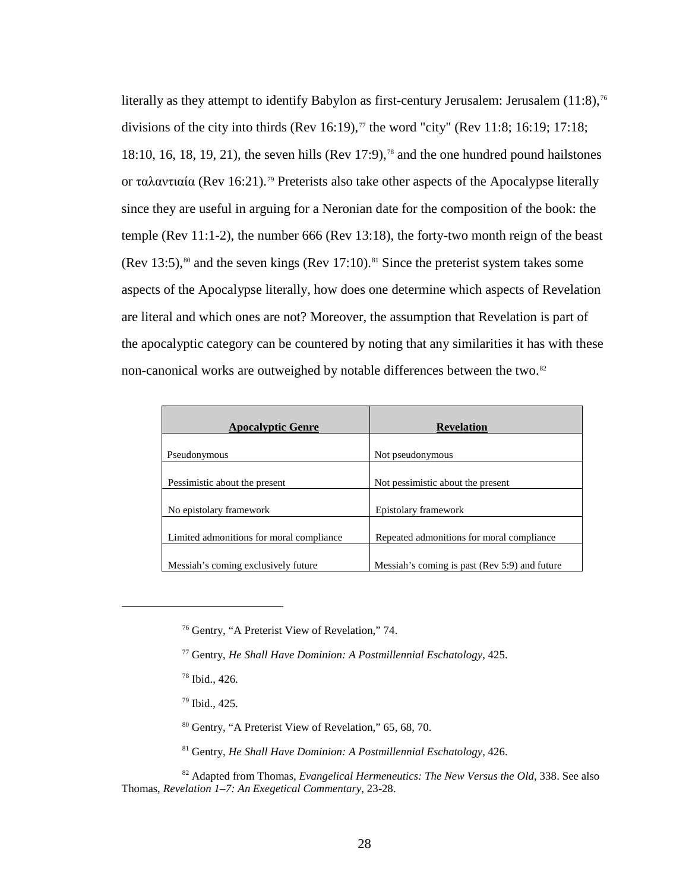literally as they attempt to identify Babylon as first-century Jerusalem: Jerusalem (11:8),[76] divisions of the city into thirds (Rev 16:19),[77] the word "city" (Rev 11:8; 16:19; 17:18; 18:10, 16, 18, 19, 21), the seven hills (Rev 17:9),[78] and the one hundred pound hailstones or ταλαντιαία (Rev 16:21).[79] Preterists also take other aspects of the Apocalypse literally since they are useful in arguing for a Neronian date for the composition of the book: the temple (Rev 11:1-2), the number 666 (Rev 13:18), the forty-two month reign of the beast (Rev 13:5),[80] and the seven kings (Rev 17:10).[81] Since the preterist system takes some aspects of the Apocalypse literally, how does one determine which aspects of Revelation are literal and which ones are not? Moreover, the assumption that Revelation is part of the apocalyptic category can be countered by noting that any similarities it has with these non-canonical works are outweighed by notable differences between the two.[82]

| Apocalyptic Genre | Revelation |
|---|---|
| Pseudonymous | Not pseudonymous |
| Pessimistic about the present | Not pessimistic about the present |
| No epistolary framework | Epistolary framework |
| Limited admonitions for moral compliance | Repeated admonitions for moral compliance |
| Messiah's coming exclusively future | Messiah's coming is past (Rev 5:9) and future |

---

[76] Gentry, "A Preterist View of Revelation," 74.

[77] Gentry, *He Shall Have Dominion: A Postmillennial Eschatology*, 425.

[78] Ibid., 426.

[79] Ibid., 425.

[80] Gentry, "A Preterist View of Revelation," 65, 68, 70.

[81] Gentry, *He Shall Have Dominion: A Postmillennial Eschatology*, 426.

[82] Adapted from Thomas, *Evangelical Hermeneutics: The New Versus the Old*, 338. See also Thomas, *Revelation 1–7: An Exegetical Commentary*, 23-28.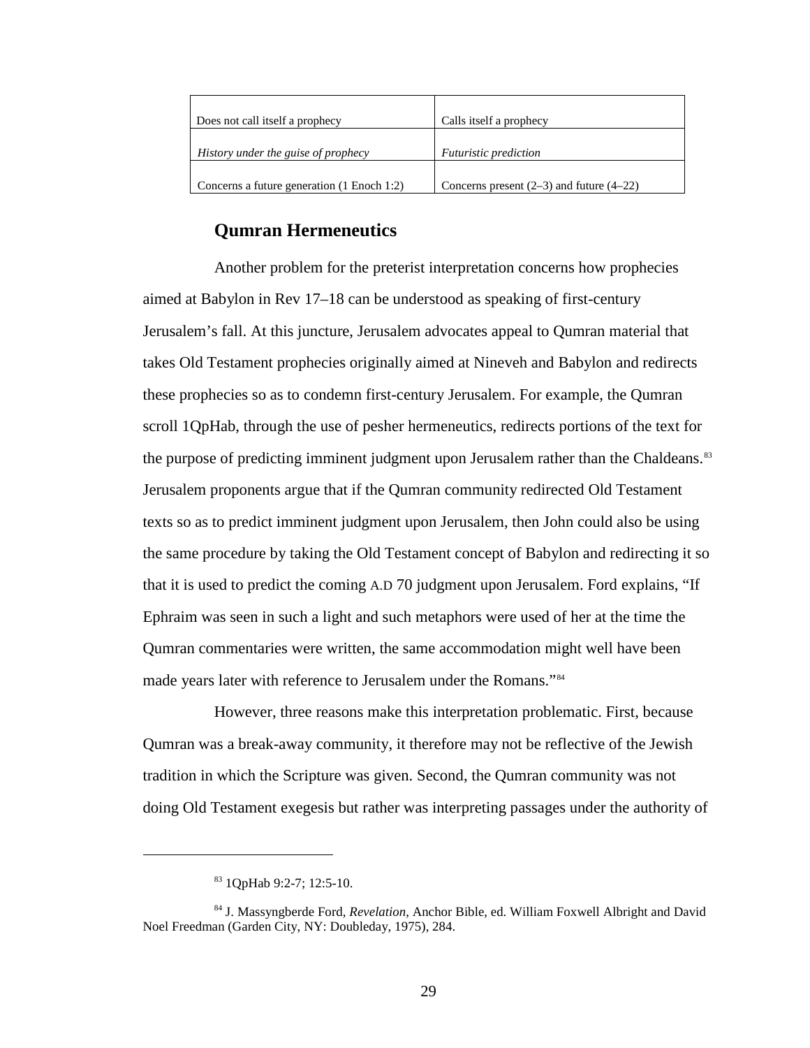| Does not call itself a prophecy | Calls itself a prophecy |
|---|---|
| *History under the guise of prophecy* | *Futuristic prediction* |
| Concerns a future generation (1 Enoch 1:2) | Concerns present (2–3) and future (4–22) |

## Qumran Hermeneutics

Another problem for the preterist interpretation concerns how prophecies aimed at Babylon in Rev 17–18 can be understood as speaking of first-century Jerusalem's fall. At this juncture, Jerusalem advocates appeal to Qumran material that takes Old Testament prophecies originally aimed at Nineveh and Babylon and redirects these prophecies so as to condemn first-century Jerusalem. For example, the Qumran scroll 1QpHab, through the use of pesher hermeneutics, redirects portions of the text for the purpose of predicting imminent judgment upon Jerusalem rather than the Chaldeans.[83] Jerusalem proponents argue that if the Qumran community redirected Old Testament texts so as to predict imminent judgment upon Jerusalem, then John could also be using the same procedure by taking the Old Testament concept of Babylon and redirecting it so that it is used to predict the coming A.D 70 judgment upon Jerusalem. Ford explains, "If Ephraim was seen in such a light and such metaphors were used of her at the time the Qumran commentaries were written, the same accommodation might well have been made years later with reference to Jerusalem under the Romans."[84]

However, three reasons make this interpretation problematic. First, because Qumran was a break-away community, it therefore may not be reflective of the Jewish tradition in which the Scripture was given. Second, the Qumran community was not doing Old Testament exegesis but rather was interpreting passages under the authority of

---

[83] 1QpHab 9:2-7; 12:5-10.

[84] J. Massyngberde Ford, *Revelation*, Anchor Bible, ed. William Foxwell Albright and David Noel Freedman (Garden City, NY: Doubleday, 1975), 284.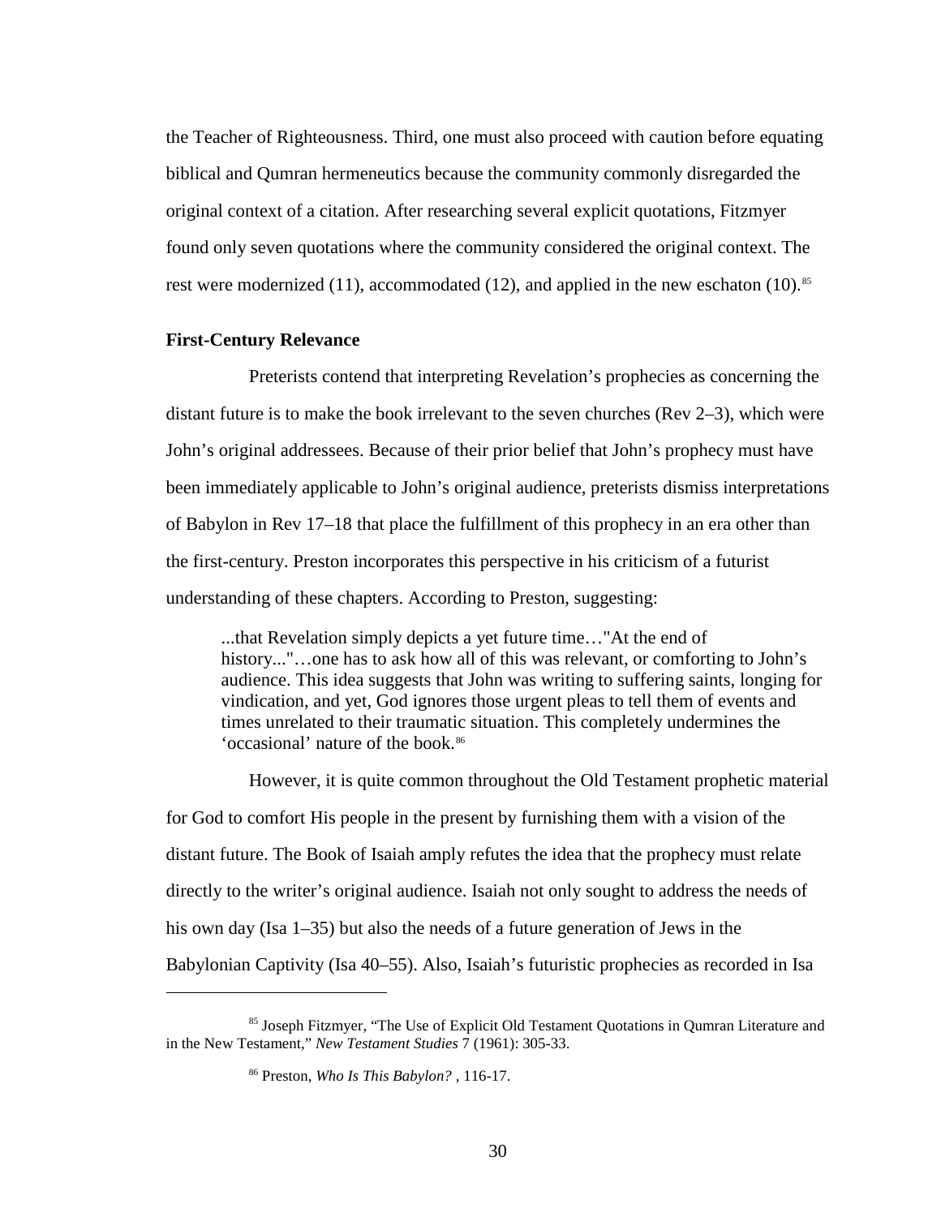the Teacher of Righteousness. Third, one must also proceed with caution before equating biblical and Qumran hermeneutics because the community commonly disregarded the original context of a citation. After researching several explicit quotations, Fitzmyer found only seven quotations where the community considered the original context. The rest were modernized (11), accommodated (12), and applied in the new eschaton (10).[85]

### First-Century Relevance

Preterists contend that interpreting Revelation's prophecies as concerning the distant future is to make the book irrelevant to the seven churches (Rev 2–3), which were John's original addressees. Because of their prior belief that John's prophecy must have been immediately applicable to John's original audience, preterists dismiss interpretations of Babylon in Rev 17–18 that place the fulfillment of this prophecy in an era other than the first-century. Preston incorporates this perspective in his criticism of a futurist understanding of these chapters. According to Preston, suggesting:

> ...that Revelation simply depicts a yet future time…"At the end of history..."…one has to ask how all of this was relevant, or comforting to John's audience. This idea suggests that John was writing to suffering saints, longing for vindication, and yet, God ignores those urgent pleas to tell them of events and times unrelated to their traumatic situation. This completely undermines the 'occasional' nature of the book.[86]

However, it is quite common throughout the Old Testament prophetic material for God to comfort His people in the present by furnishing them with a vision of the distant future. The Book of Isaiah amply refutes the idea that the prophecy must relate directly to the writer's original audience. Isaiah not only sought to address the needs of his own day (Isa 1–35) but also the needs of a future generation of Jews in the Babylonian Captivity (Isa 40–55). Also, Isaiah's futuristic prophecies as recorded in Isa

---

[85] Joseph Fitzmyer, "The Use of Explicit Old Testament Quotations in Qumran Literature and in the New Testament," *New Testament Studies* 7 (1961): 305-33.

[86] Preston, *Who Is This Babylon?* , 116-17.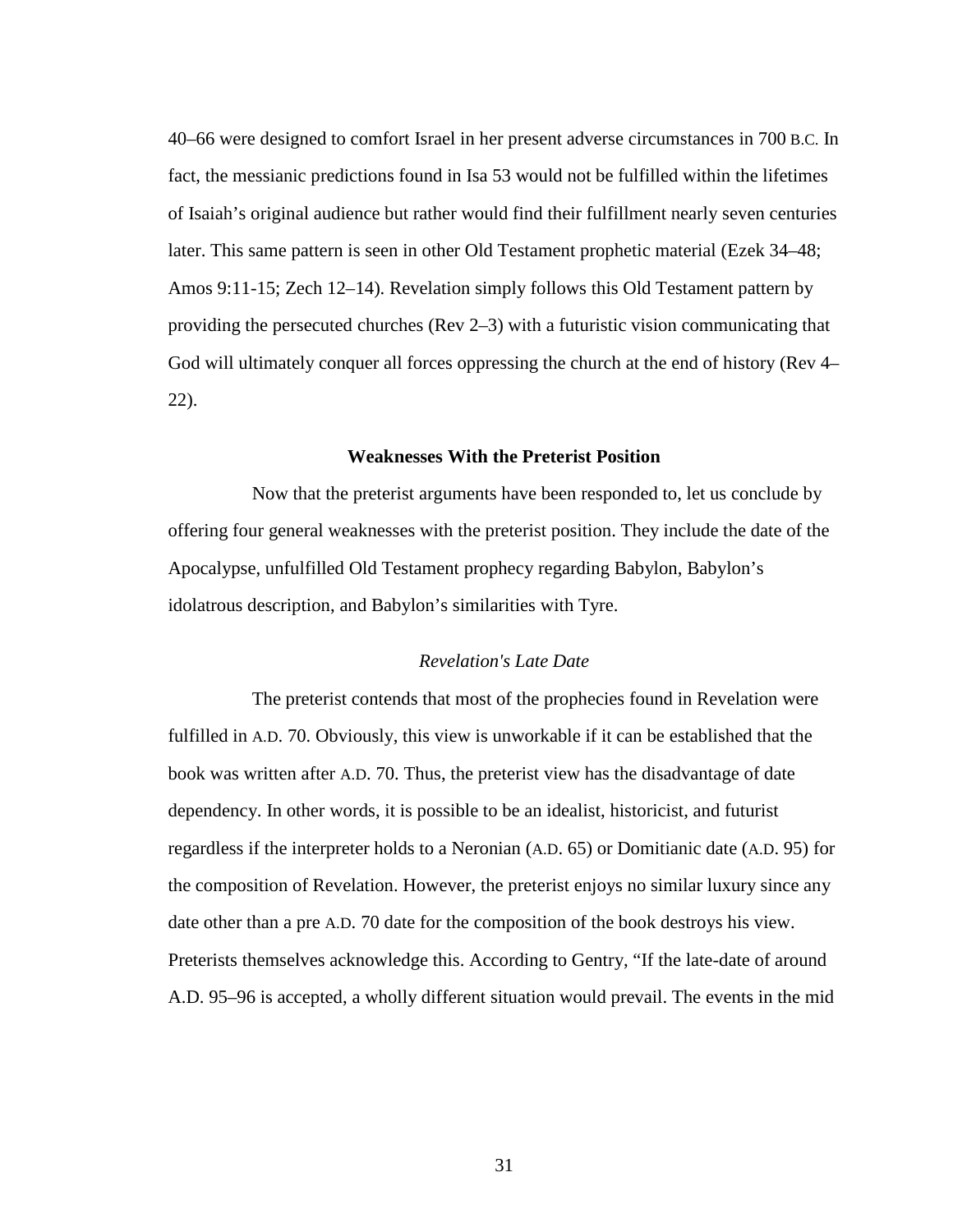40–66 were designed to comfort Israel in her present adverse circumstances in 700 B.C. In fact, the messianic predictions found in Isa 53 would not be fulfilled within the lifetimes of Isaiah's original audience but rather would find their fulfillment nearly seven centuries later. This same pattern is seen in other Old Testament prophetic material (Ezek 34–48; Amos 9:11-15; Zech 12–14). Revelation simply follows this Old Testament pattern by providing the persecuted churches (Rev 2–3) with a futuristic vision communicating that God will ultimately conquer all forces oppressing the church at the end of history (Rev 4–22).

## Weaknesses With the Preterist Position

Now that the preterist arguments have been responded to, let us conclude by offering four general weaknesses with the preterist position. They include the date of the Apocalypse, unfulfilled Old Testament prophecy regarding Babylon, Babylon's idolatrous description, and Babylon's similarities with Tyre.

### *Revelation's Late Date*

The preterist contends that most of the prophecies found in Revelation were fulfilled in A.D. 70. Obviously, this view is unworkable if it can be established that the book was written after A.D. 70. Thus, the preterist view has the disadvantage of date dependency. In other words, it is possible to be an idealist, historicist, and futurist regardless if the interpreter holds to a Neronian (A.D. 65) or Domitianic date (A.D. 95) for the composition of Revelation. However, the preterist enjoys no similar luxury since any date other than a pre A.D. 70 date for the composition of the book destroys his view. Preterists themselves acknowledge this. According to Gentry, "If the late-date of around A.D. 95–96 is accepted, a wholly different situation would prevail. The events in the mid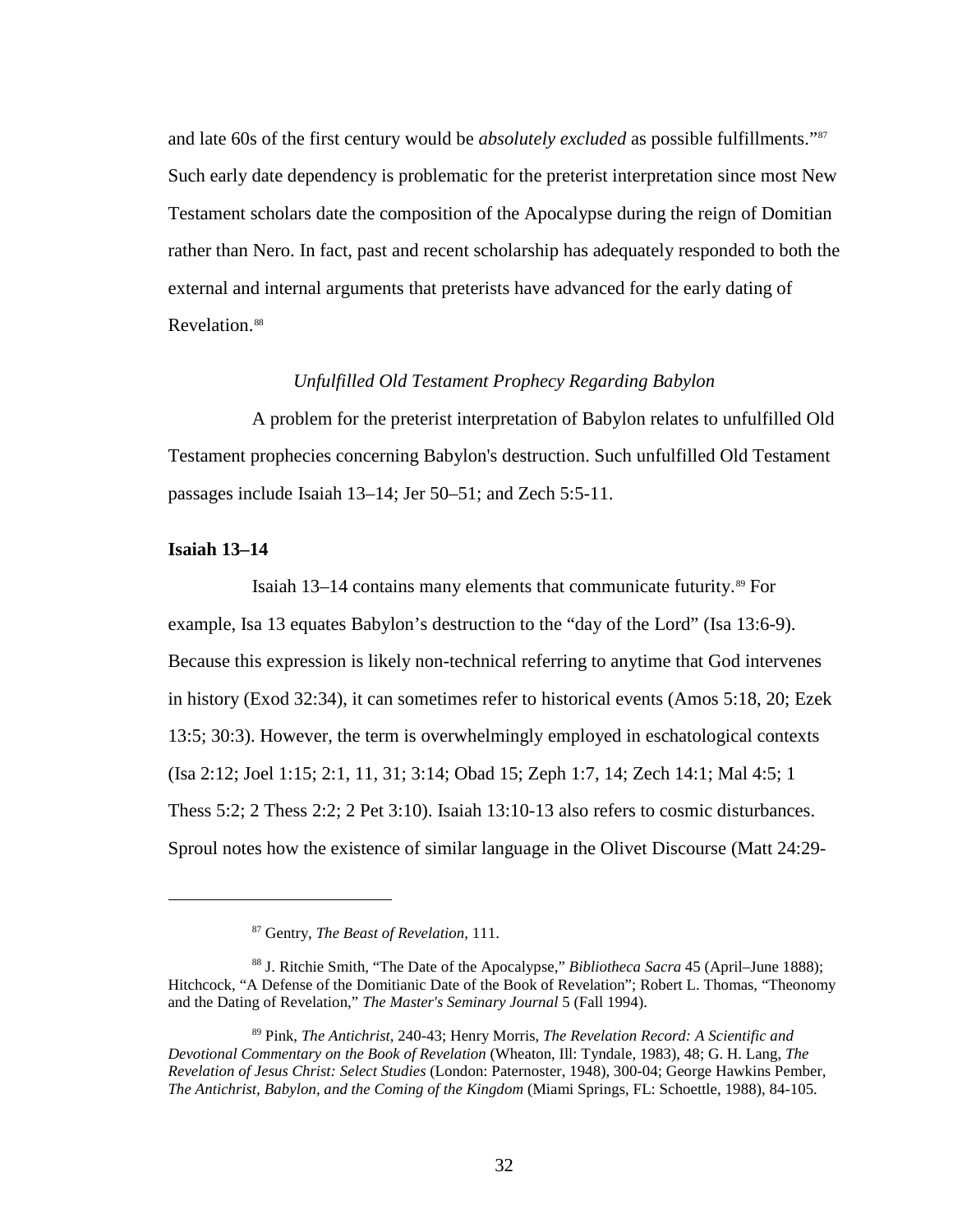and late 60s of the first century would be *absolutely excluded* as possible fulfillments."[87] Such early date dependency is problematic for the preterist interpretation since most New Testament scholars date the composition of the Apocalypse during the reign of Domitian rather than Nero. In fact, past and recent scholarship has adequately responded to both the external and internal arguments that preterists have advanced for the early dating of Revelation.[88]

### *Unfulfilled Old Testament Prophecy Regarding Babylon*

A problem for the preterist interpretation of Babylon relates to unfulfilled Old Testament prophecies concerning Babylon's destruction. Such unfulfilled Old Testament passages include Isaiah 13–14; Jer 50–51; and Zech 5:5-11.

#### **Isaiah 13–14**

Isaiah 13–14 contains many elements that communicate futurity.[89] For example, Isa 13 equates Babylon's destruction to the "day of the Lord" (Isa 13:6-9). Because this expression is likely non-technical referring to anytime that God intervenes in history (Exod 32:34), it can sometimes refer to historical events (Amos 5:18, 20; Ezek 13:5; 30:3). However, the term is overwhelmingly employed in eschatological contexts (Isa 2:12; Joel 1:15; 2:1, 11, 31; 3:14; Obad 15; Zeph 1:7, 14; Zech 14:1; Mal 4:5; 1 Thess 5:2; 2 Thess 2:2; 2 Pet 3:10). Isaiah 13:10-13 also refers to cosmic disturbances. Sproul notes how the existence of similar language in the Olivet Discourse (Matt 24:29-

---

[87] Gentry, *The Beast of Revelation*, 111.

[88] J. Ritchie Smith, "The Date of the Apocalypse," *Bibliotheca Sacra* 45 (April–June 1888); Hitchcock, "A Defense of the Domitianic Date of the Book of Revelation"; Robert L. Thomas, "Theonomy and the Dating of Revelation," *The Master's Seminary Journal* 5 (Fall 1994).

[89] Pink, *The Antichrist*, 240-43; Henry Morris, *The Revelation Record: A Scientific and Devotional Commentary on the Book of Revelation* (Wheaton, Ill: Tyndale, 1983), 48; G. H. Lang, *The Revelation of Jesus Christ: Select Studies* (London: Paternoster, 1948), 300-04; George Hawkins Pember, *The Antichrist, Babylon, and the Coming of the Kingdom* (Miami Springs, FL: Schoettle, 1988), 84-105.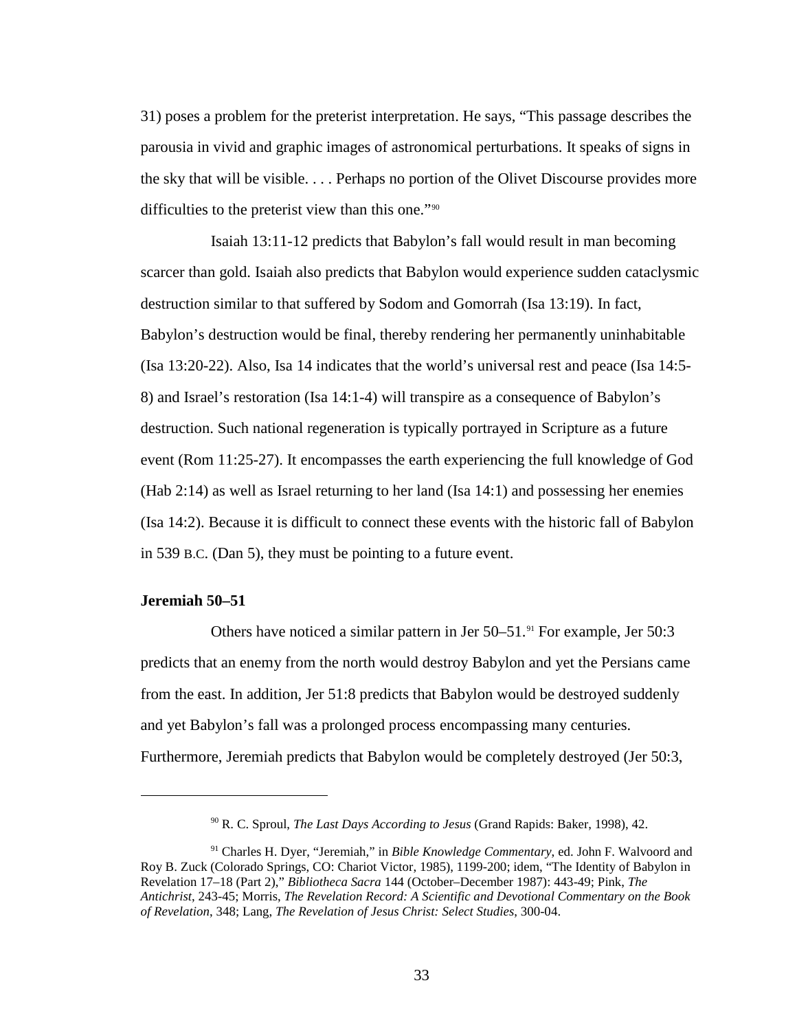31) poses a problem for the preterist interpretation. He says, "This passage describes the parousia in vivid and graphic images of astronomical perturbations. It speaks of signs in the sky that will be visible. . . . Perhaps no portion of the Olivet Discourse provides more difficulties to the preterist view than this one."[90]

Isaiah 13:11-12 predicts that Babylon's fall would result in man becoming scarcer than gold. Isaiah also predicts that Babylon would experience sudden cataclysmic destruction similar to that suffered by Sodom and Gomorrah (Isa 13:19). In fact, Babylon's destruction would be final, thereby rendering her permanently uninhabitable (Isa 13:20-22). Also, Isa 14 indicates that the world's universal rest and peace (Isa 14:5-8) and Israel's restoration (Isa 14:1-4) will transpire as a consequence of Babylon's destruction. Such national regeneration is typically portrayed in Scripture as a future event (Rom 11:25-27). It encompasses the earth experiencing the full knowledge of God (Hab 2:14) as well as Israel returning to her land (Isa 14:1) and possessing her enemies (Isa 14:2). Because it is difficult to connect these events with the historic fall of Babylon in 539 B.C. (Dan 5), they must be pointing to a future event.

**Jeremiah 50–51**

Others have noticed a similar pattern in Jer 50–51.[91] For example, Jer 50:3 predicts that an enemy from the north would destroy Babylon and yet the Persians came from the east. In addition, Jer 51:8 predicts that Babylon would be destroyed suddenly and yet Babylon's fall was a prolonged process encompassing many centuries. Furthermore, Jeremiah predicts that Babylon would be completely destroyed (Jer 50:3,

---

[90] R. C. Sproul, *The Last Days According to Jesus* (Grand Rapids: Baker, 1998), 42.

[91] Charles H. Dyer, "Jeremiah," in *Bible Knowledge Commentary,* ed. John F. Walvoord and Roy B. Zuck (Colorado Springs, CO: Chariot Victor, 1985), 1199-200; idem, "The Identity of Babylon in Revelation 17–18 (Part 2)," *Bibliotheca Sacra* 144 (October–December 1987): 443-49; Pink, *The Antichrist*, 243-45; Morris, *The Revelation Record: A Scientific and Devotional Commentary on the Book of Revelation*, 348; Lang, *The Revelation of Jesus Christ: Select Studies*, 300-04.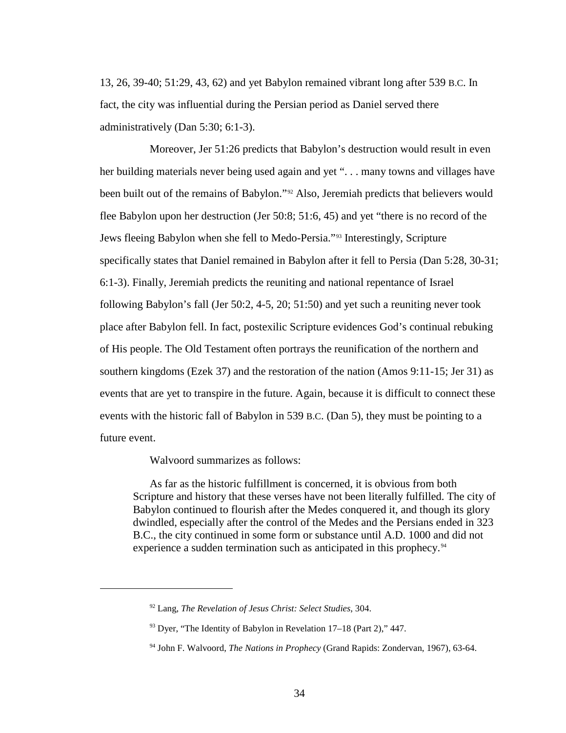13, 26, 39-40; 51:29, 43, 62) and yet Babylon remained vibrant long after 539 B.C. In fact, the city was influential during the Persian period as Daniel served there administratively (Dan 5:30; 6:1-3).

Moreover, Jer 51:26 predicts that Babylon's destruction would result in even her building materials never being used again and yet ". . . many towns and villages have been built out of the remains of Babylon."[92] Also, Jeremiah predicts that believers would flee Babylon upon her destruction (Jer 50:8; 51:6, 45) and yet "there is no record of the Jews fleeing Babylon when she fell to Medo-Persia."[93] Interestingly, Scripture specifically states that Daniel remained in Babylon after it fell to Persia (Dan 5:28, 30-31; 6:1-3). Finally, Jeremiah predicts the reuniting and national repentance of Israel following Babylon's fall (Jer 50:2, 4-5, 20; 51:50) and yet such a reuniting never took place after Babylon fell. In fact, postexilic Scripture evidences God's continual rebuking of His people. The Old Testament often portrays the reunification of the northern and southern kingdoms (Ezek 37) and the restoration of the nation (Amos 9:11-15; Jer 31) as events that are yet to transpire in the future. Again, because it is difficult to connect these events with the historic fall of Babylon in 539 B.C. (Dan 5), they must be pointing to a future event.

Walvoord summarizes as follows:

> As far as the historic fulfillment is concerned, it is obvious from both Scripture and history that these verses have not been literally fulfilled. The city of Babylon continued to flourish after the Medes conquered it, and though its glory dwindled, especially after the control of the Medes and the Persians ended in 323 B.C., the city continued in some form or substance until A.D. 1000 and did not experience a sudden termination such as anticipated in this prophecy.[94]

---

[92] Lang, *The Revelation of Jesus Christ: Select Studies*, 304.

[93] Dyer, "The Identity of Babylon in Revelation 17–18 (Part 2)," 447.

[94] John F. Walvoord, *The Nations in Prophecy* (Grand Rapids: Zondervan, 1967), 63-64.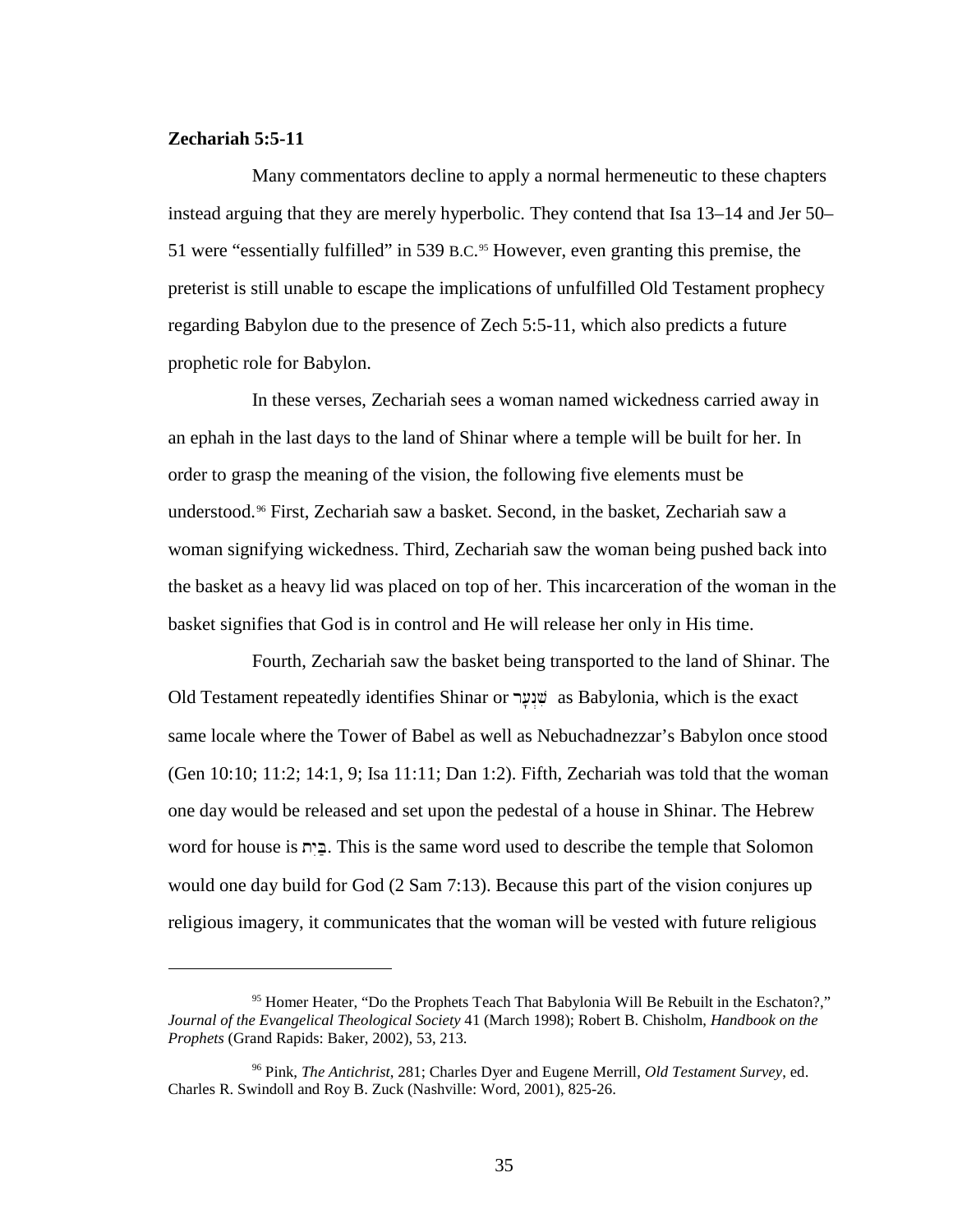**Zechariah 5:5-11**

Many commentators decline to apply a normal hermeneutic to these chapters instead arguing that they are merely hyperbolic. They contend that Isa 13–14 and Jer 50–51 were "essentially fulfilled" in 539 B.C.[95] However, even granting this premise, the preterist is still unable to escape the implications of unfulfilled Old Testament prophecy regarding Babylon due to the presence of Zech 5:5-11, which also predicts a future prophetic role for Babylon.

In these verses, Zechariah sees a woman named wickedness carried away in an ephah in the last days to the land of Shinar where a temple will be built for her. In order to grasp the meaning of the vision, the following five elements must be understood.[96] First, Zechariah saw a basket. Second, in the basket, Zechariah saw a woman signifying wickedness. Third, Zechariah saw the woman being pushed back into the basket as a heavy lid was placed on top of her. This incarceration of the woman in the basket signifies that God is in control and He will release her only in His time.

Fourth, Zechariah saw the basket being transported to the land of Shinar. The Old Testament repeatedly identifies Shinar or שִׁנְעָר as Babylonia, which is the exact same locale where the Tower of Babel as well as Nebuchadnezzar's Babylon once stood (Gen 10:10; 11:2; 14:1, 9; Isa 11:11; Dan 1:2). Fifth, Zechariah was told that the woman one day would be released and set upon the pedestal of a house in Shinar. The Hebrew word for house is בַּיִת. This is the same word used to describe the temple that Solomon would one day build for God (2 Sam 7:13). Because this part of the vision conjures up religious imagery, it communicates that the woman will be vested with future religious

---

[95] Homer Heater, "Do the Prophets Teach That Babylonia Will Be Rebuilt in the Eschaton?," *Journal of the Evangelical Theological Society* 41 (March 1998); Robert B. Chisholm, *Handbook on the Prophets* (Grand Rapids: Baker, 2002), 53, 213.

[96] Pink, *The Antichrist*, 281; Charles Dyer and Eugene Merrill, *Old Testament Survey*, ed. Charles R. Swindoll and Roy B. Zuck (Nashville: Word, 2001), 825-26.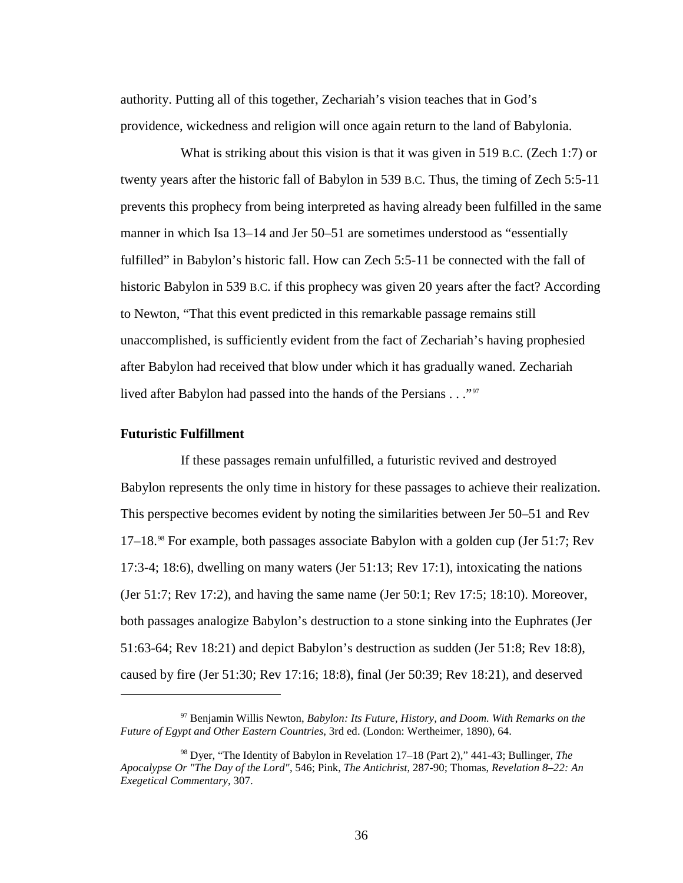authority. Putting all of this together, Zechariah's vision teaches that in God's providence, wickedness and religion will once again return to the land of Babylonia.

What is striking about this vision is that it was given in 519 B.C. (Zech 1:7) or twenty years after the historic fall of Babylon in 539 B.C. Thus, the timing of Zech 5:5-11 prevents this prophecy from being interpreted as having already been fulfilled in the same manner in which Isa 13–14 and Jer 50–51 are sometimes understood as "essentially fulfilled" in Babylon's historic fall. How can Zech 5:5-11 be connected with the fall of historic Babylon in 539 B.C. if this prophecy was given 20 years after the fact? According to Newton, "That this event predicted in this remarkable passage remains still unaccomplished, is sufficiently evident from the fact of Zechariah's having prophesied after Babylon had received that blow under which it has gradually waned. Zechariah lived after Babylon had passed into the hands of the Persians . . ."[97]

**Futuristic Fulfillment**

If these passages remain unfulfilled, a futuristic revived and destroyed Babylon represents the only time in history for these passages to achieve their realization. This perspective becomes evident by noting the similarities between Jer 50–51 and Rev 17–18.[98] For example, both passages associate Babylon with a golden cup (Jer 51:7; Rev 17:3-4; 18:6), dwelling on many waters (Jer 51:13; Rev 17:1), intoxicating the nations (Jer 51:7; Rev 17:2), and having the same name (Jer 50:1; Rev 17:5; 18:10). Moreover, both passages analogize Babylon's destruction to a stone sinking into the Euphrates (Jer 51:63-64; Rev 18:21) and depict Babylon's destruction as sudden (Jer 51:8; Rev 18:8), caused by fire (Jer 51:30; Rev 17:16; 18:8), final (Jer 50:39; Rev 18:21), and deserved

---

[97] Benjamin Willis Newton, *Babylon: Its Future, History, and Doom. With Remarks on the Future of Egypt and Other Eastern Countries*, 3rd ed. (London: Wertheimer, 1890), 64.

[98] Dyer, "The Identity of Babylon in Revelation 17–18 (Part 2)," 441-43; Bullinger, *The Apocalypse Or "The Day of the Lord"*, 546; Pink, *The Antichrist*, 287-90; Thomas, *Revelation 8–22: An Exegetical Commentary*, 307.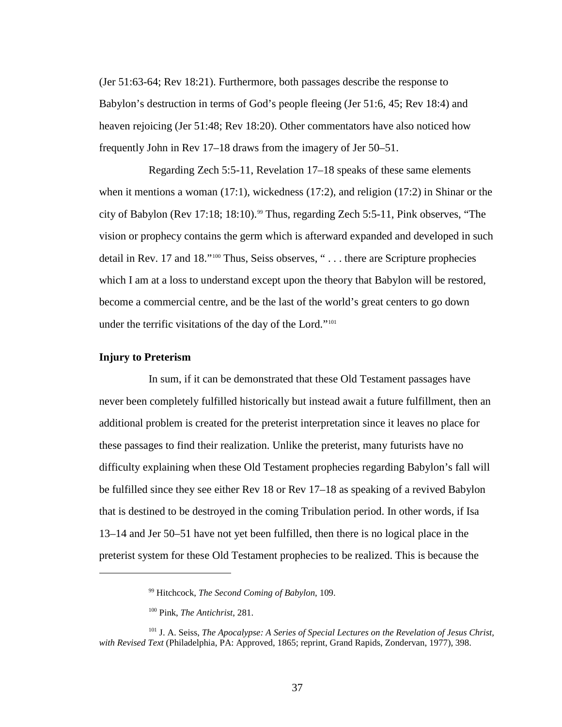(Jer 51:63-64; Rev 18:21). Furthermore, both passages describe the response to Babylon's destruction in terms of God's people fleeing (Jer 51:6, 45; Rev 18:4) and heaven rejoicing (Jer 51:48; Rev 18:20). Other commentators have also noticed how frequently John in Rev 17–18 draws from the imagery of Jer 50–51.

Regarding Zech 5:5-11, Revelation 17–18 speaks of these same elements when it mentions a woman (17:1), wickedness (17:2), and religion (17:2) in Shinar or the city of Babylon (Rev 17:18; 18:10).[99] Thus, regarding Zech 5:5-11, Pink observes, "The vision or prophecy contains the germ which is afterward expanded and developed in such detail in Rev. 17 and 18."[100] Thus, Seiss observes, " . . . there are Scripture prophecies which I am at a loss to understand except upon the theory that Babylon will be restored, become a commercial centre, and be the last of the world's great centers to go down under the terrific visitations of the day of the Lord."[101]

### Injury to Preterism

In sum, if it can be demonstrated that these Old Testament passages have never been completely fulfilled historically but instead await a future fulfillment, then an additional problem is created for the preterist interpretation since it leaves no place for these passages to find their realization. Unlike the preterist, many futurists have no difficulty explaining when these Old Testament prophecies regarding Babylon's fall will be fulfilled since they see either Rev 18 or Rev 17–18 as speaking of a revived Babylon that is destined to be destroyed in the coming Tribulation period. In other words, if Isa 13–14 and Jer 50–51 have not yet been fulfilled, then there is no logical place in the preterist system for these Old Testament prophecies to be realized. This is because the

---

[99] Hitchcock, *The Second Coming of Babylon*, 109.

[100] Pink, *The Antichrist*, 281.

[101] J. A. Seiss, *The Apocalypse: A Series of Special Lectures on the Revelation of Jesus Christ, with Revised Text* (Philadelphia, PA: Approved, 1865; reprint, Grand Rapids, Zondervan, 1977), 398.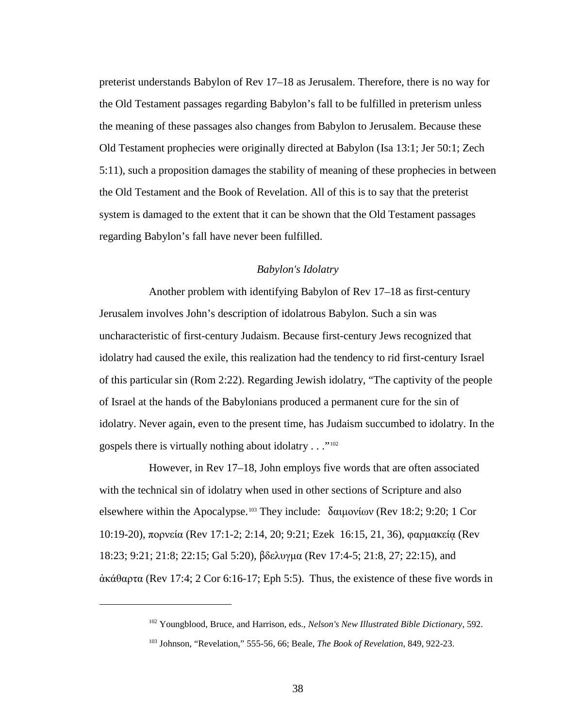preterist understands Babylon of Rev 17–18 as Jerusalem. Therefore, there is no way for the Old Testament passages regarding Babylon's fall to be fulfilled in preterism unless the meaning of these passages also changes from Babylon to Jerusalem. Because these Old Testament prophecies were originally directed at Babylon (Isa 13:1; Jer 50:1; Zech 5:11), such a proposition damages the stability of meaning of these prophecies in between the Old Testament and the Book of Revelation. All of this is to say that the preterist system is damaged to the extent that it can be shown that the Old Testament passages regarding Babylon's fall have never been fulfilled.

### *Babylon's Idolatry*

Another problem with identifying Babylon of Rev 17–18 as first-century Jerusalem involves John's description of idolatrous Babylon. Such a sin was uncharacteristic of first-century Judaism. Because first-century Jews recognized that idolatry had caused the exile, this realization had the tendency to rid first-century Israel of this particular sin (Rom 2:22). Regarding Jewish idolatry, "The captivity of the people of Israel at the hands of the Babylonians produced a permanent cure for the sin of idolatry. Never again, even to the present time, has Judaism succumbed to idolatry. In the gospels there is virtually nothing about idolatry . . ."[102]

However, in Rev 17–18, John employs five words that are often associated with the technical sin of idolatry when used in other sections of Scripture and also elsewhere within the Apocalypse.[103] They include: δαιμονίων (Rev 18:2; 9:20; 1 Cor 10:19-20), πορνεία (Rev 17:1-2; 2:14, 20; 9:21; Ezek 16:15, 21, 36), φαρμακείᾳ (Rev 18:23; 9:21; 21:8; 22:15; Gal 5:20), βδελυγμα (Rev 17:4-5; 21:8, 27; 22:15), and ἀκάθαρτα (Rev 17:4; 2 Cor 6:16-17; Eph 5:5). Thus, the existence of these five words in

---

[102] Youngblood, Bruce, and Harrison, eds., *Nelson's New Illustrated Bible Dictionary*, 592.

[103] Johnson, "Revelation," 555-56, 66; Beale, *The Book of Revelation*, 849, 922-23.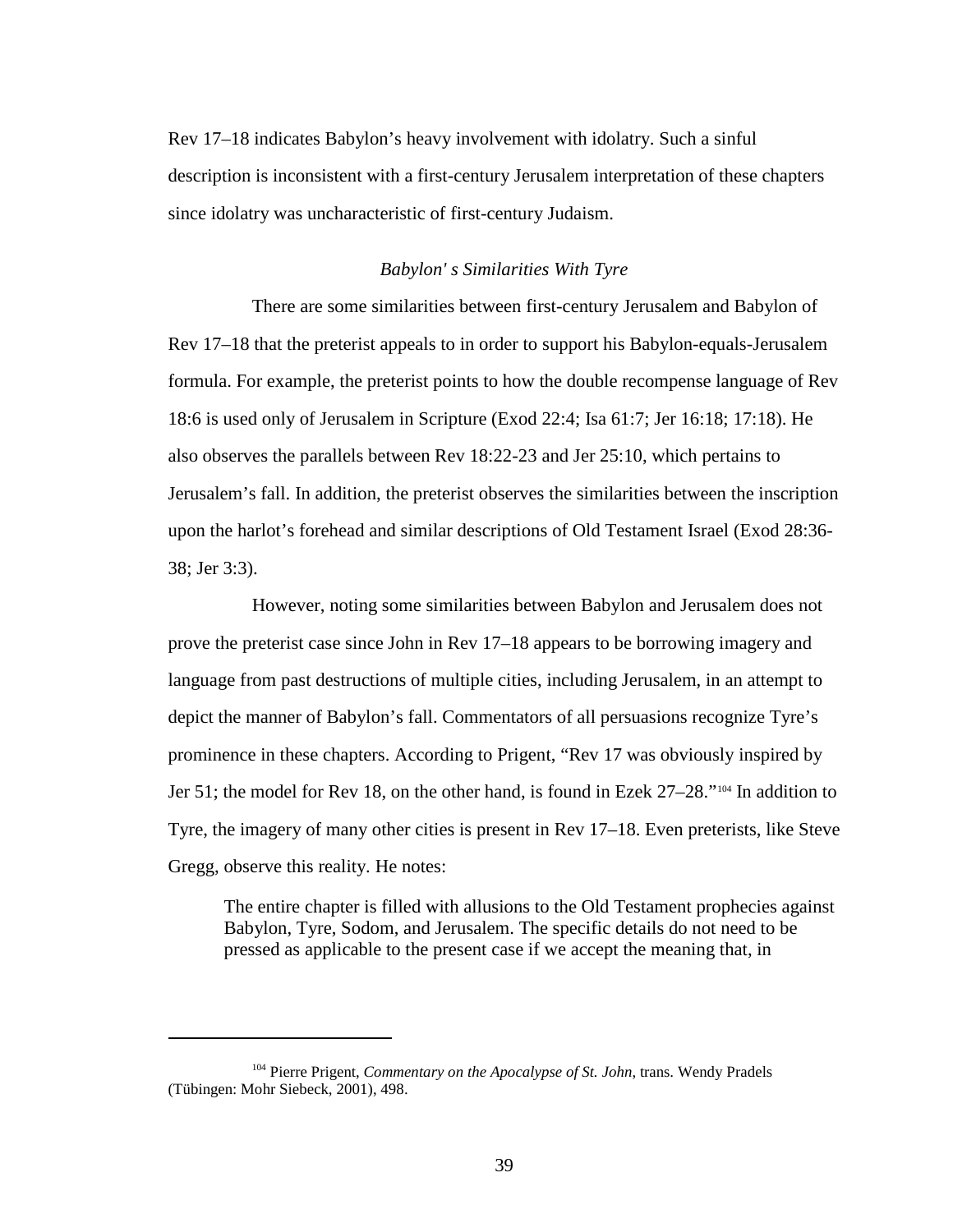Rev 17–18 indicates Babylon's heavy involvement with idolatry. Such a sinful description is inconsistent with a first-century Jerusalem interpretation of these chapters since idolatry was uncharacteristic of first-century Judaism.

### *Babylon' s Similarities With Tyre*

There are some similarities between first-century Jerusalem and Babylon of Rev 17–18 that the preterist appeals to in order to support his Babylon-equals-Jerusalem formula. For example, the preterist points to how the double recompense language of Rev 18:6 is used only of Jerusalem in Scripture (Exod 22:4; Isa 61:7; Jer 16:18; 17:18). He also observes the parallels between Rev 18:22-23 and Jer 25:10, which pertains to Jerusalem's fall. In addition, the preterist observes the similarities between the inscription upon the harlot's forehead and similar descriptions of Old Testament Israel (Exod 28:36-38; Jer 3:3).

However, noting some similarities between Babylon and Jerusalem does not prove the preterist case since John in Rev 17–18 appears to be borrowing imagery and language from past destructions of multiple cities, including Jerusalem, in an attempt to depict the manner of Babylon's fall. Commentators of all persuasions recognize Tyre's prominence in these chapters. According to Prigent, "Rev 17 was obviously inspired by Jer 51; the model for Rev 18, on the other hand, is found in Ezek 27–28."[104] In addition to Tyre, the imagery of many other cities is present in Rev 17–18. Even preterists, like Steve Gregg, observe this reality. He notes:

> The entire chapter is filled with allusions to the Old Testament prophecies against Babylon, Tyre, Sodom, and Jerusalem. The specific details do not need to be pressed as applicable to the present case if we accept the meaning that, in

---

[104] Pierre Prigent, *Commentary on the Apocalypse of St. John*, trans. Wendy Pradels (Tübingen: Mohr Siebeck, 2001), 498.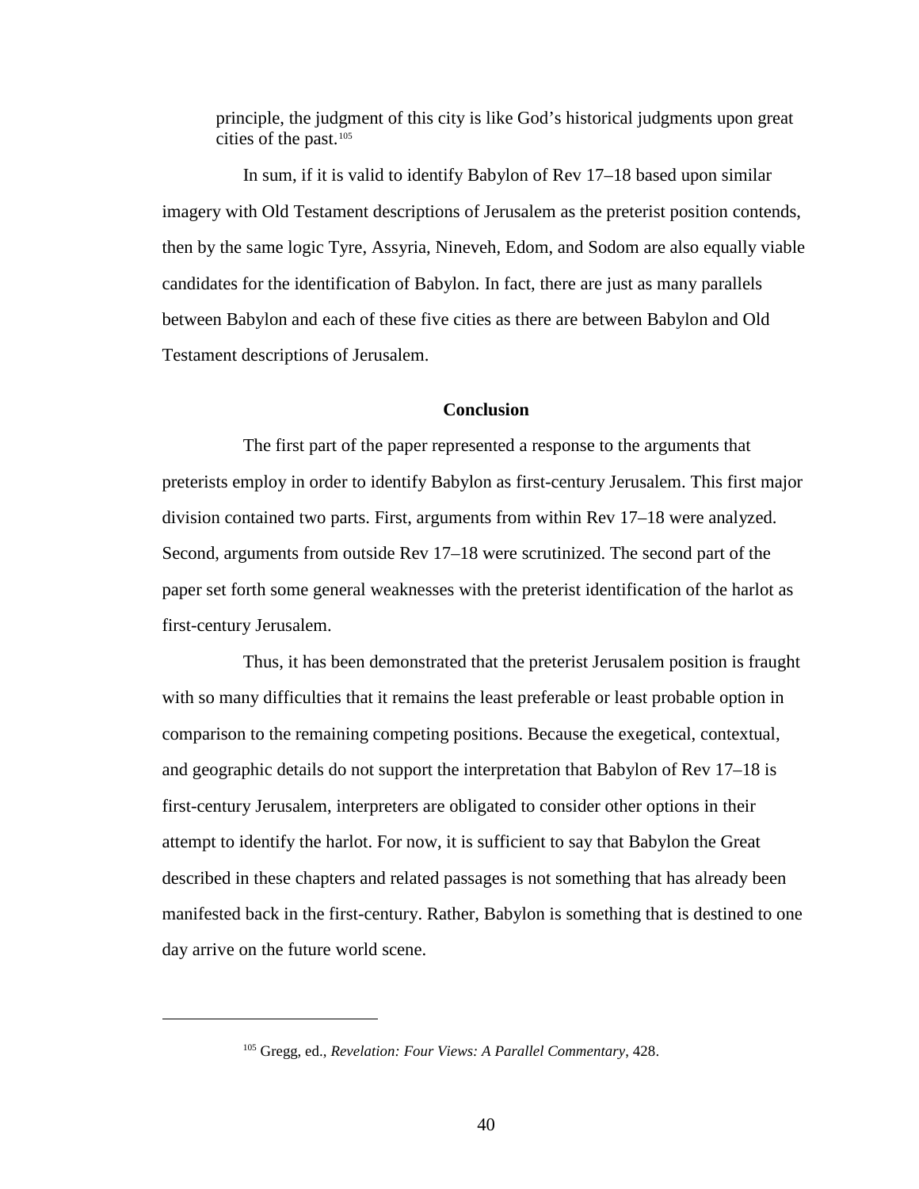principle, the judgment of this city is like God's historical judgments upon great cities of the past.[105]

In sum, if it is valid to identify Babylon of Rev 17–18 based upon similar imagery with Old Testament descriptions of Jerusalem as the preterist position contends, then by the same logic Tyre, Assyria, Nineveh, Edom, and Sodom are also equally viable candidates for the identification of Babylon. In fact, there are just as many parallels between Babylon and each of these five cities as there are between Babylon and Old Testament descriptions of Jerusalem.

## Conclusion

The first part of the paper represented a response to the arguments that preterists employ in order to identify Babylon as first-century Jerusalem. This first major division contained two parts. First, arguments from within Rev 17–18 were analyzed. Second, arguments from outside Rev 17–18 were scrutinized. The second part of the paper set forth some general weaknesses with the preterist identification of the harlot as first-century Jerusalem.

Thus, it has been demonstrated that the preterist Jerusalem position is fraught with so many difficulties that it remains the least preferable or least probable option in comparison to the remaining competing positions. Because the exegetical, contextual, and geographic details do not support the interpretation that Babylon of Rev 17–18 is first-century Jerusalem, interpreters are obligated to consider other options in their attempt to identify the harlot. For now, it is sufficient to say that Babylon the Great described in these chapters and related passages is not something that has already been manifested back in the first-century. Rather, Babylon is something that is destined to one day arrive on the future world scene.

---

[105] Gregg, ed., *Revelation: Four Views: A Parallel Commentary*, 428.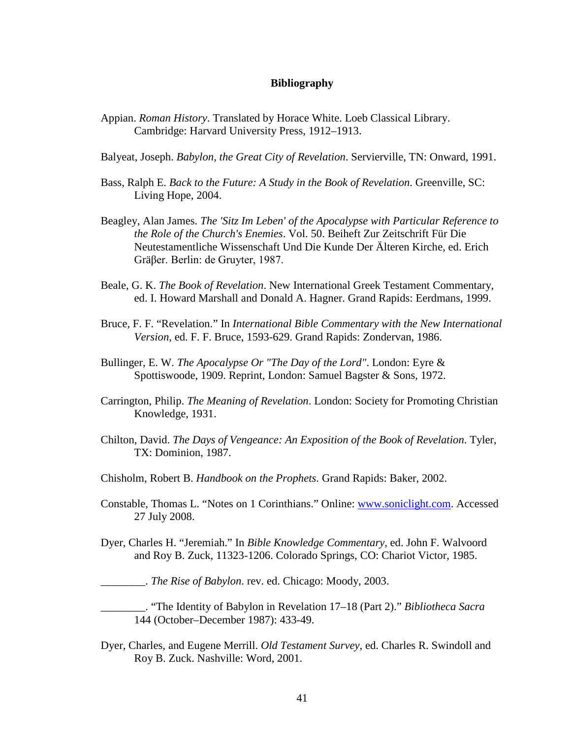# Bibliography

Appian. *Roman History*. Translated by Horace White. Loeb Classical Library. Cambridge: Harvard University Press, 1912–1913.

Balyeat, Joseph. *Babylon, the Great City of Revelation*. Servierville, TN: Onward, 1991.

Bass, Ralph E. *Back to the Future: A Study in the Book of Revelation*. Greenville, SC: Living Hope, 2004.

Beagley, Alan James. *The 'Sitz Im Leben' of the Apocalypse with Particular Reference to the Role of the Church's Enemies*. Vol. 50. Beiheft Zur Zeitschrift Für Die Neutestamentliche Wissenschaft Und Die Kunde Der Älteren Kirche, ed. Erich Gräβer. Berlin: de Gruyter, 1987.

Beale, G. K. *The Book of Revelation*. New International Greek Testament Commentary, ed. I. Howard Marshall and Donald A. Hagner. Grand Rapids: Eerdmans, 1999.

Bruce, F. F. "Revelation." In *International Bible Commentary with the New International Version*, ed. F. F. Bruce, 1593-629. Grand Rapids: Zondervan, 1986.

Bullinger, E. W. *The Apocalypse Or "The Day of the Lord"*. London: Eyre & Spottiswoode, 1909. Reprint, London: Samuel Bagster & Sons, 1972.

Carrington, Philip. *The Meaning of Revelation*. London: Society for Promoting Christian Knowledge, 1931.

Chilton, David. *The Days of Vengeance: An Exposition of the Book of Revelation*. Tyler, TX: Dominion, 1987.

Chisholm, Robert B. *Handbook on the Prophets*. Grand Rapids: Baker, 2002.

Constable, Thomas L. "Notes on 1 Corinthians." Online: www.soniclight.com. Accessed 27 July 2008.

Dyer, Charles H. "Jeremiah." In *Bible Knowledge Commentary*, ed. John F. Walvoord and Roy B. Zuck, 11323-1206. Colorado Springs, CO: Chariot Victor, 1985.

________. *The Rise of Babylon*. rev. ed. Chicago: Moody, 2003.

________. "The Identity of Babylon in Revelation 17–18 (Part 2)." *Bibliotheca Sacra* 144 (October–December 1987): 433-49.

Dyer, Charles, and Eugene Merrill. *Old Testament Survey*, ed. Charles R. Swindoll and Roy B. Zuck. Nashville: Word, 2001.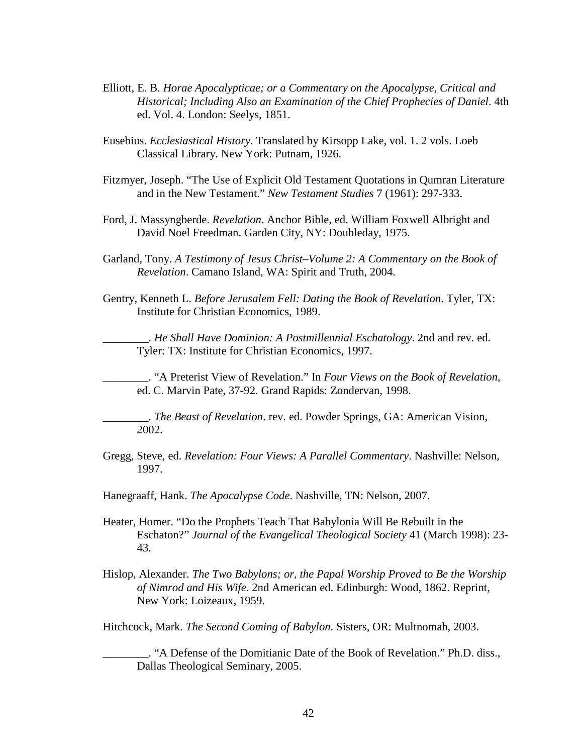Elliott, E. B. *Horae Apocalypticae; or a Commentary on the Apocalypse, Critical and Historical; Including Also an Examination of the Chief Prophecies of Daniel*. 4th ed. Vol. 4. London: Seelys, 1851.

Eusebius. *Ecclesiastical History*. Translated by Kirsopp Lake, vol. 1. 2 vols. Loeb Classical Library. New York: Putnam, 1926.

Fitzmyer, Joseph. "The Use of Explicit Old Testament Quotations in Qumran Literature and in the New Testament." *New Testament Studies* 7 (1961): 297-333.

Ford, J. Massyngberde. *Revelation*. Anchor Bible, ed. William Foxwell Albright and David Noel Freedman. Garden City, NY: Doubleday, 1975.

Garland, Tony. *A Testimony of Jesus Christ–Volume 2: A Commentary on the Book of Revelation*. Camano Island, WA: Spirit and Truth, 2004.

Gentry, Kenneth L. *Before Jerusalem Fell: Dating the Book of Revelation*. Tyler, TX: Institute for Christian Economics, 1989.

________. *He Shall Have Dominion: A Postmillennial Eschatology*. 2nd and rev. ed. Tyler: TX: Institute for Christian Economics, 1997.

________. "A Preterist View of Revelation." In *Four Views on the Book of Revelation*, ed. C. Marvin Pate, 37-92. Grand Rapids: Zondervan, 1998.

________. *The Beast of Revelation*. rev. ed. Powder Springs, GA: American Vision, 2002.

Gregg, Steve, ed. *Revelation: Four Views: A Parallel Commentary*. Nashville: Nelson, 1997.

Hanegraaff, Hank. *The Apocalypse Code*. Nashville, TN: Nelson, 2007.

Heater, Homer. "Do the Prophets Teach That Babylonia Will Be Rebuilt in the Eschaton?" *Journal of the Evangelical Theological Society* 41 (March 1998): 23-43.

Hislop, Alexander. *The Two Babylons; or, the Papal Worship Proved to Be the Worship of Nimrod and His Wife*. 2nd American ed. Edinburgh: Wood, 1862. Reprint, New York: Loizeaux, 1959.

Hitchcock, Mark. *The Second Coming of Babylon*. Sisters, OR: Multnomah, 2003.

________. "A Defense of the Domitianic Date of the Book of Revelation." Ph.D. diss., Dallas Theological Seminary, 2005.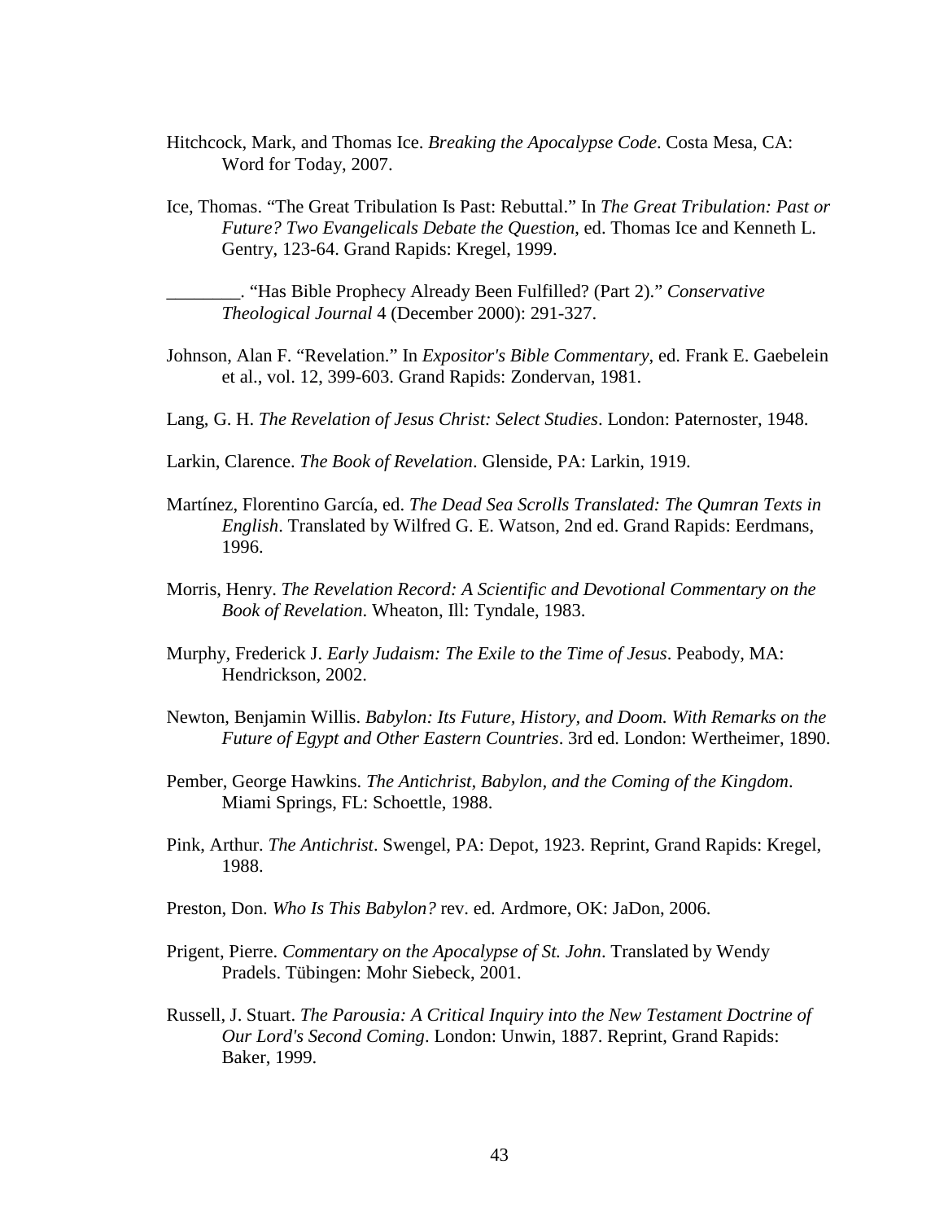Hitchcock, Mark, and Thomas Ice. *Breaking the Apocalypse Code*. Costa Mesa, CA: Word for Today, 2007.

Ice, Thomas. "The Great Tribulation Is Past: Rebuttal." In *The Great Tribulation: Past or Future? Two Evangelicals Debate the Question*, ed. Thomas Ice and Kenneth L. Gentry, 123-64. Grand Rapids: Kregel, 1999.

________. "Has Bible Prophecy Already Been Fulfilled? (Part 2)." *Conservative Theological Journal* 4 (December 2000): 291-327.

Johnson, Alan F. "Revelation." In *Expositor's Bible Commentary*, ed. Frank E. Gaebelein et al., vol. 12, 399-603. Grand Rapids: Zondervan, 1981.

Lang, G. H. *The Revelation of Jesus Christ: Select Studies*. London: Paternoster, 1948.

Larkin, Clarence. *The Book of Revelation*. Glenside, PA: Larkin, 1919.

Martínez, Florentino García, ed. *The Dead Sea Scrolls Translated: The Qumran Texts in English*. Translated by Wilfred G. E. Watson, 2nd ed. Grand Rapids: Eerdmans, 1996.

Morris, Henry. *The Revelation Record: A Scientific and Devotional Commentary on the Book of Revelation*. Wheaton, Ill: Tyndale, 1983.

Murphy, Frederick J. *Early Judaism: The Exile to the Time of Jesus*. Peabody, MA: Hendrickson, 2002.

Newton, Benjamin Willis. *Babylon: Its Future, History, and Doom. With Remarks on the Future of Egypt and Other Eastern Countries*. 3rd ed. London: Wertheimer, 1890.

Pember, George Hawkins. *The Antichrist, Babylon, and the Coming of the Kingdom*. Miami Springs, FL: Schoettle, 1988.

Pink, Arthur. *The Antichrist*. Swengel, PA: Depot, 1923. Reprint, Grand Rapids: Kregel, 1988.

Preston, Don. *Who Is This Babylon?* rev. ed. Ardmore, OK: JaDon, 2006.

Prigent, Pierre. *Commentary on the Apocalypse of St. John*. Translated by Wendy Pradels. Tübingen: Mohr Siebeck, 2001.

Russell, J. Stuart. *The Parousia: A Critical Inquiry into the New Testament Doctrine of Our Lord's Second Coming*. London: Unwin, 1887. Reprint, Grand Rapids: Baker, 1999.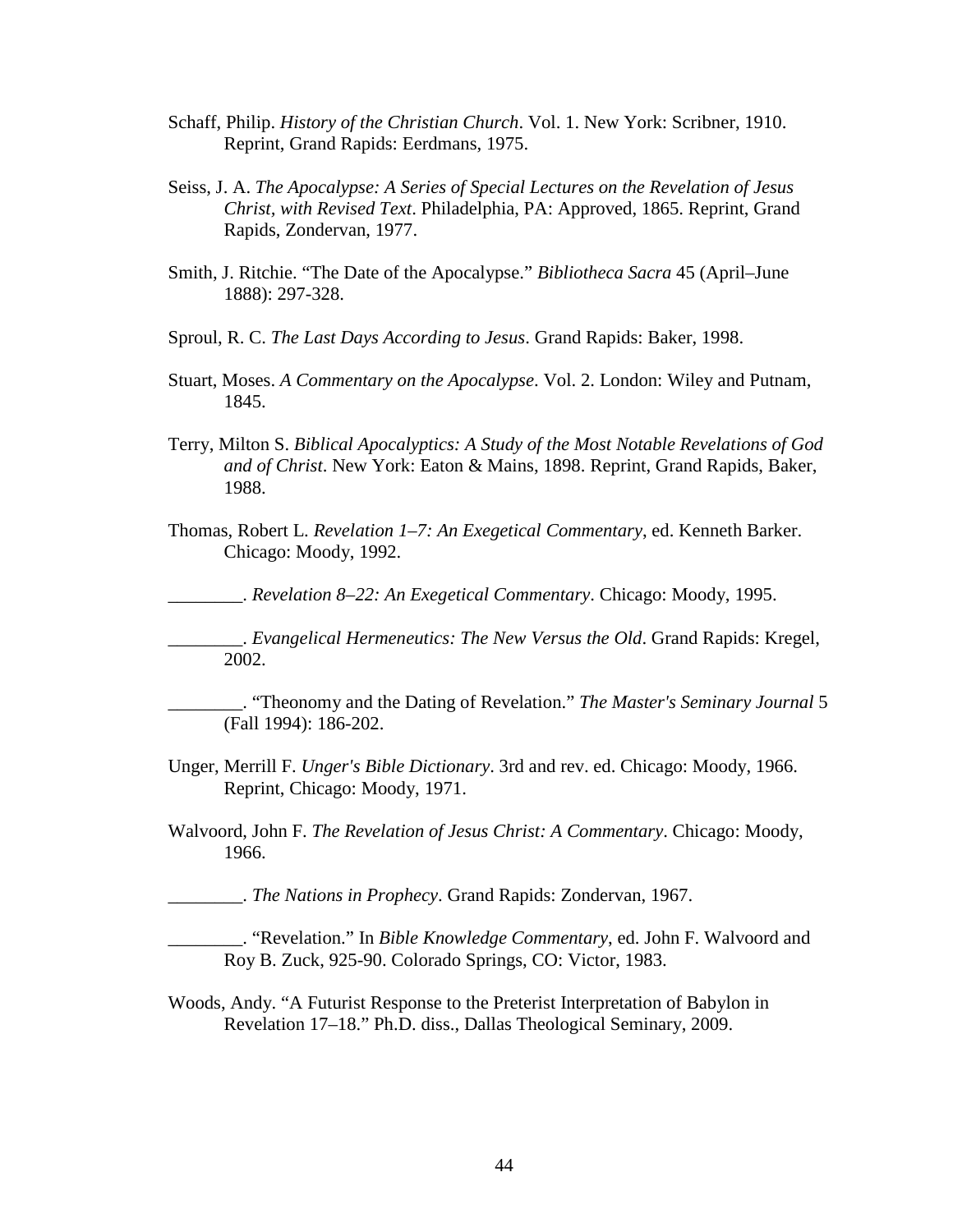Schaff, Philip. *History of the Christian Church*. Vol. 1. New York: Scribner, 1910. Reprint, Grand Rapids: Eerdmans, 1975.

Seiss, J. A. *The Apocalypse: A Series of Special Lectures on the Revelation of Jesus Christ, with Revised Text*. Philadelphia, PA: Approved, 1865. Reprint, Grand Rapids, Zondervan, 1977.

Smith, J. Ritchie. "The Date of the Apocalypse." *Bibliotheca Sacra* 45 (April–June 1888): 297-328.

Sproul, R. C. *The Last Days According to Jesus*. Grand Rapids: Baker, 1998.

Stuart, Moses. *A Commentary on the Apocalypse*. Vol. 2. London: Wiley and Putnam, 1845.

Terry, Milton S. *Biblical Apocalyptics: A Study of the Most Notable Revelations of God and of Christ*. New York: Eaton & Mains, 1898. Reprint, Grand Rapids, Baker, 1988.

Thomas, Robert L. *Revelation 1–7: An Exegetical Commentary*, ed. Kenneth Barker. Chicago: Moody, 1992.

________. *Revelation 8–22: An Exegetical Commentary*. Chicago: Moody, 1995.

________. *Evangelical Hermeneutics: The New Versus the Old*. Grand Rapids: Kregel, 2002.

________. "Theonomy and the Dating of Revelation." *The Master's Seminary Journal* 5 (Fall 1994): 186-202.

Unger, Merrill F. *Unger's Bible Dictionary*. 3rd and rev. ed. Chicago: Moody, 1966. Reprint, Chicago: Moody, 1971.

Walvoord, John F. *The Revelation of Jesus Christ: A Commentary*. Chicago: Moody, 1966.

________. *The Nations in Prophecy*. Grand Rapids: Zondervan, 1967.

________. "Revelation." In *Bible Knowledge Commentary*, ed. John F. Walvoord and Roy B. Zuck, 925-90. Colorado Springs, CO: Victor, 1983.

Woods, Andy. "A Futurist Response to the Preterist Interpretation of Babylon in Revelation 17–18." Ph.D. diss., Dallas Theological Seminary, 2009.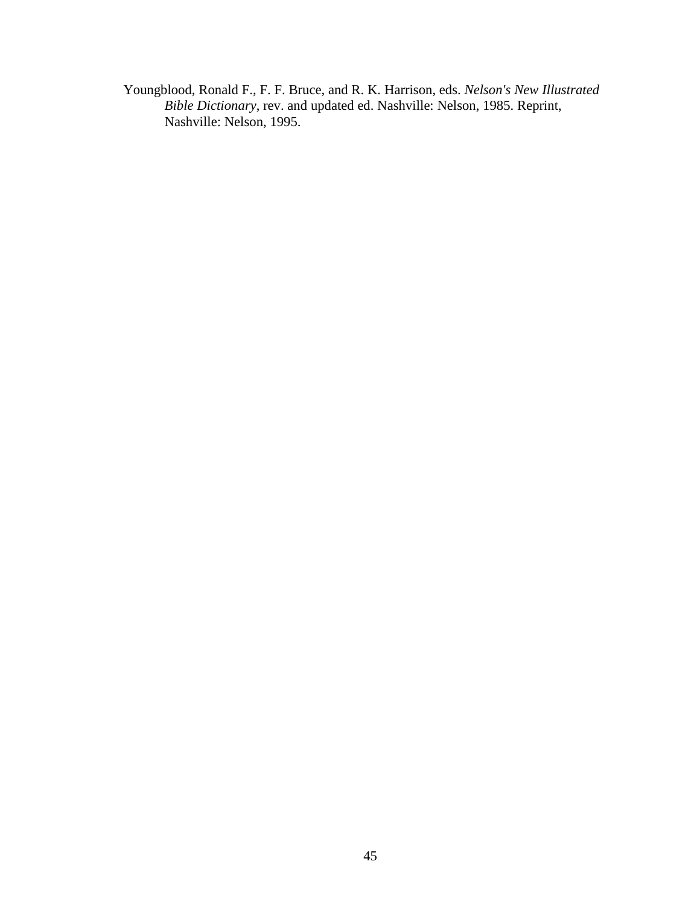Youngblood, Ronald F., F. F. Bruce, and R. K. Harrison, eds. *Nelson's New Illustrated Bible Dictionary*, rev. and updated ed. Nashville: Nelson, 1985. Reprint, Nashville: Nelson, 1995.